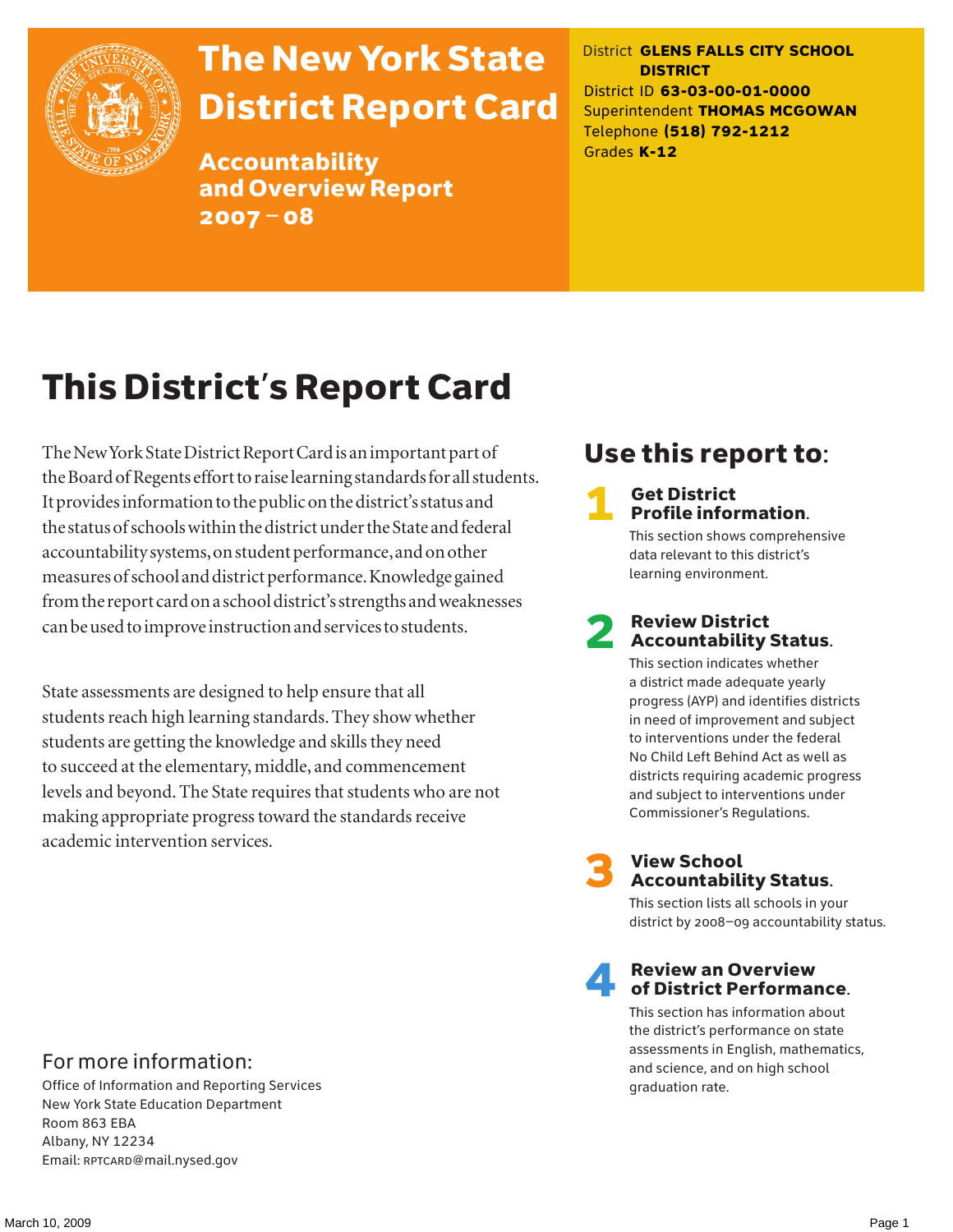# The New York State District Report Card

## Accountability and Overview Report 2007–08

District **GLENS FALLS CITY SCHOOL DISTRICT**
District ID **63-03-00-01-0000**
Superintendent **THOMAS MCGOWAN**
Telephone **(518) 792-1212**
Grades **K-12**

# This District's Report Card

The New York State District Report Card is an important part of the Board of Regents effort to raise learning standards for all students. It provides information to the public on the district's status and the status of schools within the district under the State and federal accountability systems, on student performance, and on other measures of school and district performance. Knowledge gained from the report card on a school district's strengths and weaknesses can be used to improve instruction and services to students.

State assessments are designed to help ensure that all students reach high learning standards. They show whether students are getting the knowledge and skills they need to succeed at the elementary, middle, and commencement levels and beyond. The State requires that students who are not making appropriate progress toward the standards receive academic intervention services.

## Use this report to:

**1 Get District Profile information.**
This section shows comprehensive data relevant to this district's learning environment.

**2 Review District Accountability Status.**
This section indicates whether a district made adequate yearly progress (AYP) and identifies districts in need of improvement and subject to interventions under the federal No Child Left Behind Act as well as districts requiring academic progress and subject to interventions under Commissioner's Regulations.

**3 View School Accountability Status.**
This section lists all schools in your district by 2008–09 accountability status.

**4 Review an Overview of District Performance.**
This section has information about the district's performance on state assessments in English, mathematics, and science, and on high school graduation rate.

## For more information:

Office of Information and Reporting Services
New York State Education Department
Room 863 EBA
Albany, NY 12234
Email: RPTCARD@mail.nysed.gov

March 10, 2009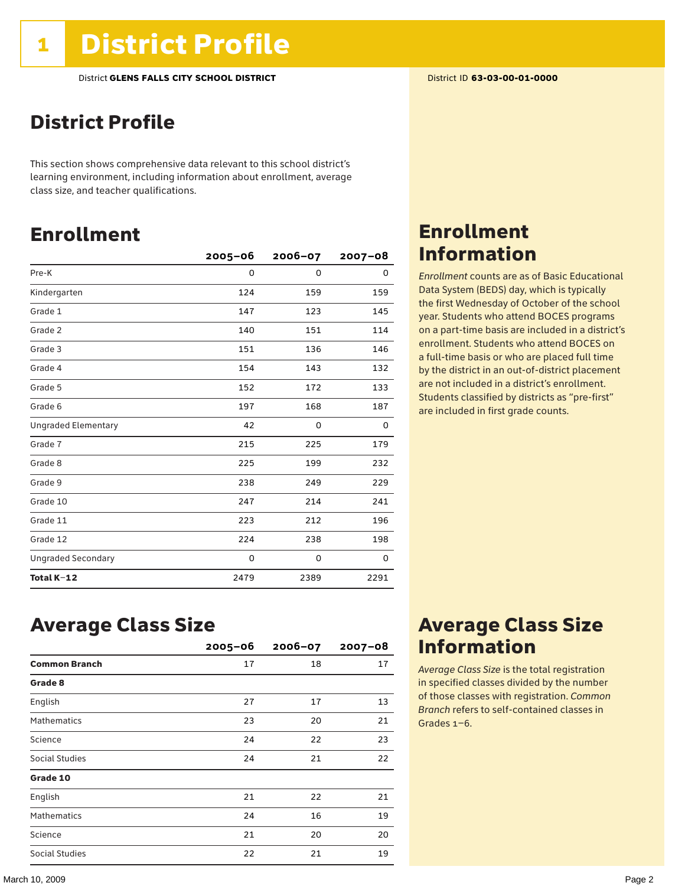# 1 District Profile

District **GLENS FALLS CITY SCHOOL DISTRICT**

District ID **63-03-00-01-0000**

## District Profile

This section shows comprehensive data relevant to this school district's learning environment, including information about enrollment, average class size, and teacher qualifications.

## Enrollment

| | 2005–06 | 2006–07 | 2007–08 |
|---|---|---|---|
| Pre-K | 0 | 0 | 0 |
| Kindergarten | 124 | 159 | 159 |
| Grade 1 | 147 | 123 | 145 |
| Grade 2 | 140 | 151 | 114 |
| Grade 3 | 151 | 136 | 146 |
| Grade 4 | 154 | 143 | 132 |
| Grade 5 | 152 | 172 | 133 |
| Grade 6 | 197 | 168 | 187 |
| Ungraded Elementary | 42 | 0 | 0 |
| Grade 7 | 215 | 225 | 179 |
| Grade 8 | 225 | 199 | 232 |
| Grade 9 | 238 | 249 | 229 |
| Grade 10 | 247 | 214 | 241 |
| Grade 11 | 223 | 212 | 196 |
| Grade 12 | 224 | 238 | 198 |
| Ungraded Secondary | 0 | 0 | 0 |
| **Total K–12** | 2479 | 2389 | 2291 |

## Enrollment Information

*Enrollment* counts are as of Basic Educational Data System (BEDS) day, which is typically the first Wednesday of October of the school year. Students who attend BOCES programs on a part-time basis are included in a district's enrollment. Students who attend BOCES on a full-time basis or who are placed full time by the district in an out-of-district placement are not included in a district's enrollment. Students classified by districts as "pre-first" are included in first grade counts.

## Average Class Size

| | 2005–06 | 2006–07 | 2007–08 |
|---|---|---|---|
| **Common Branch** | 17 | 18 | 17 |
| **Grade 8** | | | |
| English | 27 | 17 | 13 |
| Mathematics | 23 | 20 | 21 |
| Science | 24 | 22 | 23 |
| Social Studies | 24 | 21 | 22 |
| **Grade 10** | | | |
| English | 21 | 22 | 21 |
| Mathematics | 24 | 16 | 19 |
| Science | 21 | 20 | 20 |
| Social Studies | 22 | 21 | 19 |

## Average Class Size Information

*Average Class Size* is the total registration in specified classes divided by the number of those classes with registration. *Common Branch* refers to self-contained classes in Grades 1–6.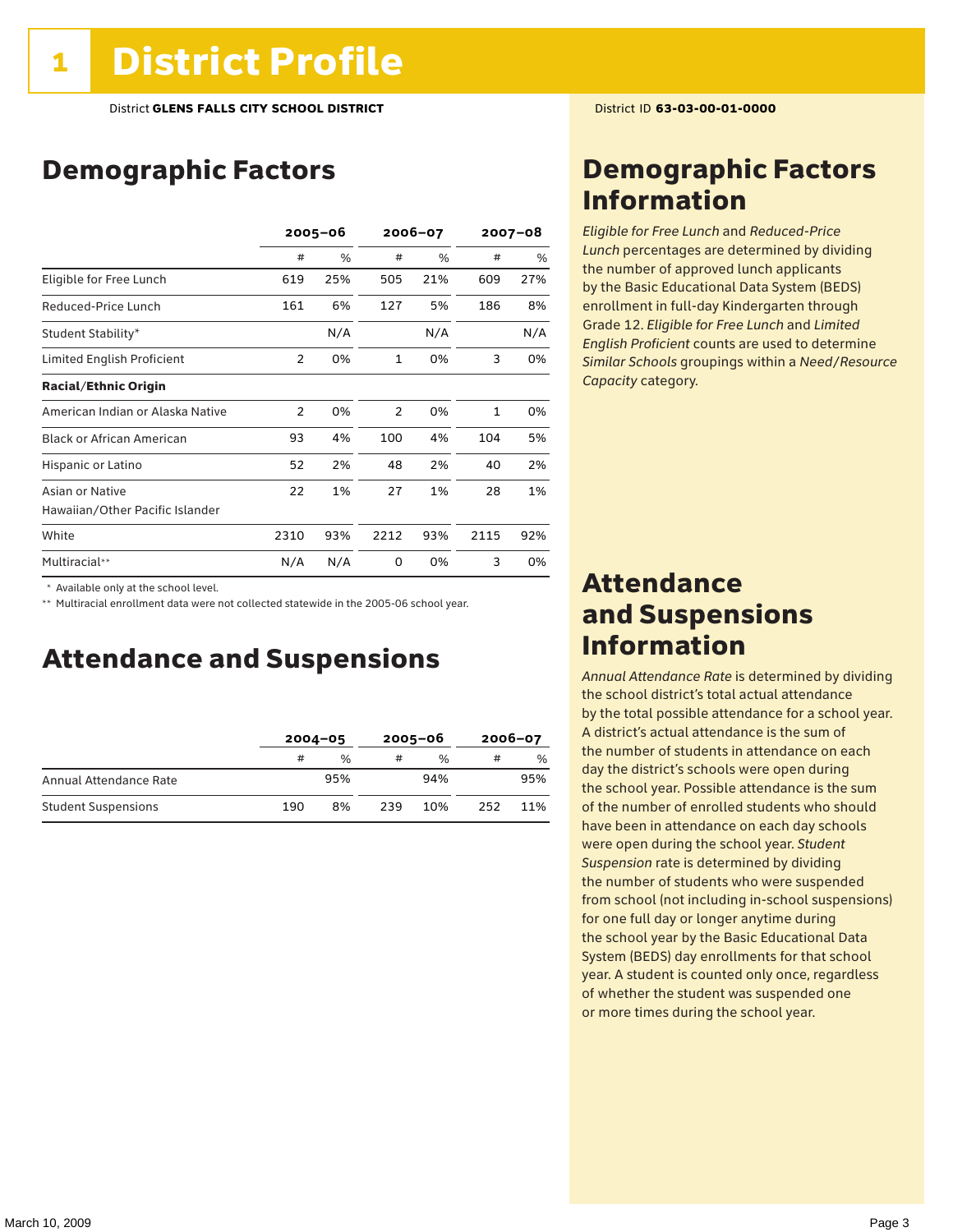# 1 District Profile

District **GLENS FALLS CITY SCHOOL DISTRICT**

District ID **63-03-00-01-0000**

## Demographic Factors

| | 2005–06 | | 2006–07 | | 2007–08 | |
|---|---|---|---|---|---|---|
| | # | % | # | % | # | % |
| Eligible for Free Lunch | 619 | 25% | 505 | 21% | 609 | 27% |
| Reduced-Price Lunch | 161 | 6% | 127 | 5% | 186 | 8% |
| Student Stability* | | N/A | | N/A | | N/A |
| Limited English Proficient | 2 | 0% | 1 | 0% | 3 | 0% |
| **Racial/Ethnic Origin** | | | | | | |
| American Indian or Alaska Native | 2 | 0% | 2 | 0% | 1 | 0% |
| Black or African American | 93 | 4% | 100 | 4% | 104 | 5% |
| Hispanic or Latino | 52 | 2% | 48 | 2% | 40 | 2% |
| Asian or Native Hawaiian/Other Pacific Islander | 22 | 1% | 27 | 1% | 28 | 1% |
| White | 2310 | 93% | 2212 | 93% | 2115 | 92% |
| Multiracial** | N/A | N/A | 0 | 0% | 3 | 0% |

\* Available only at the school level.

\*\* Multiracial enrollment data were not collected statewide in the 2005-06 school year.

## Attendance and Suspensions

| | 2004–05 | | 2005–06 | | 2006–07 | |
|---|---|---|---|---|---|---|
| | # | % | # | % | # | % |
| Annual Attendance Rate | | 95% | | 94% | | 95% |
| Student Suspensions | 190 | 8% | 239 | 10% | 252 | 11% |

## Demographic Factors Information

*Eligible for Free Lunch* and *Reduced-Price Lunch* percentages are determined by dividing the number of approved lunch applicants by the Basic Educational Data System (BEDS) enrollment in full-day Kindergarten through Grade 12. *Eligible for Free Lunch* and *Limited English Proficient* counts are used to determine *Similar Schools* groupings within a *Need/Resource Capacity* category.

## Attendance and Suspensions Information

*Annual Attendance Rate* is determined by dividing the school district's total actual attendance by the total possible attendance for a school year. A district's actual attendance is the sum of the number of students in attendance on each day the district's schools were open during the school year. Possible attendance is the sum of the number of enrolled students who should have been in attendance on each day schools were open during the school year. *Student Suspension* rate is determined by dividing the number of students who were suspended from school (not including in-school suspensions) for one full day or longer anytime during the school year by the Basic Educational Data System (BEDS) day enrollments for that school year. A student is counted only once, regardless of whether the student was suspended one or more times during the school year.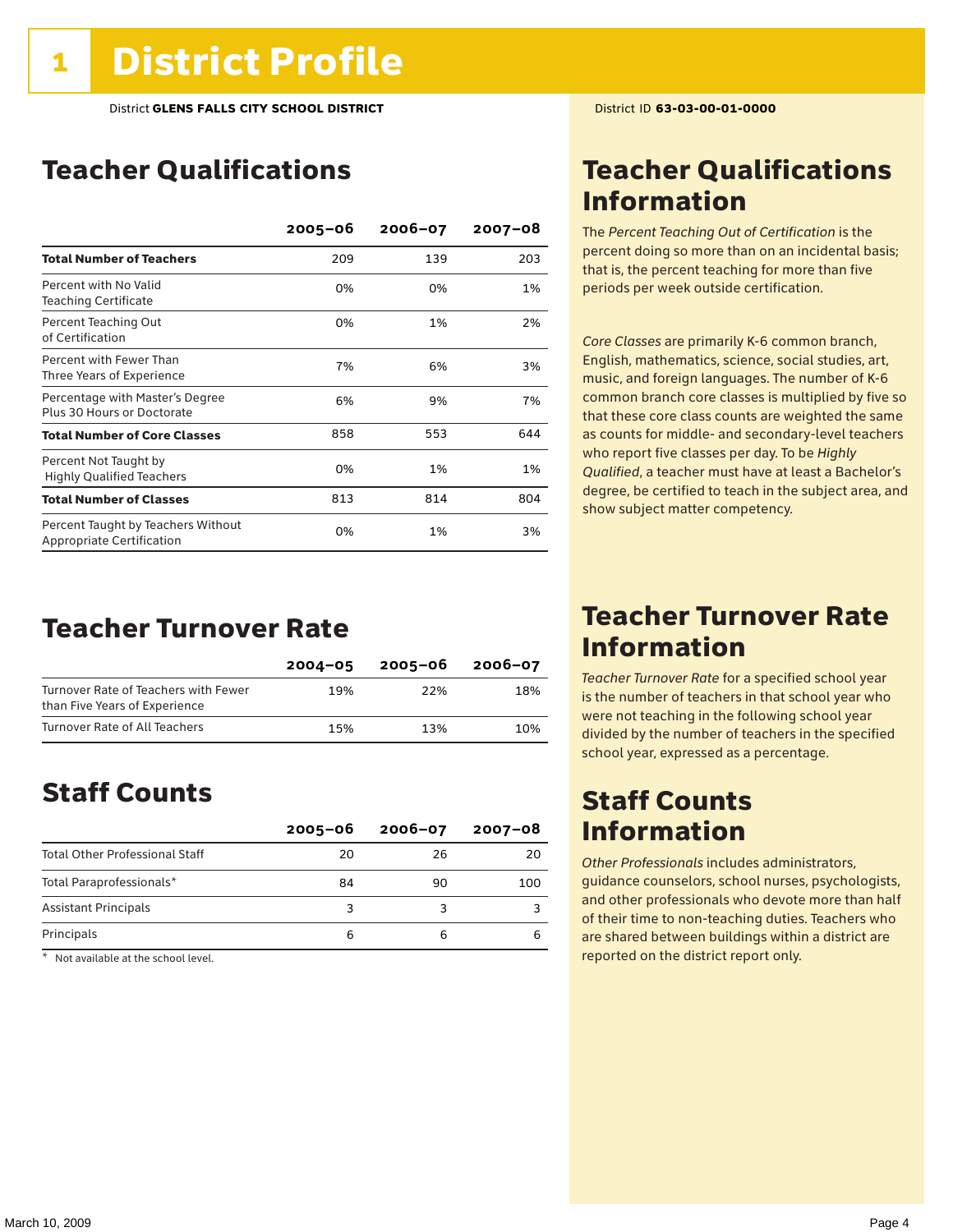# 1 District Profile

District **GLENS FALLS CITY SCHOOL DISTRICT**

District ID **63-03-00-01-0000**

## Teacher Qualifications

| | 2005–06 | 2006–07 | 2007–08 |
|---|---|---|---|
| **Total Number of Teachers** | 209 | 139 | 203 |
| Percent with No Valid Teaching Certificate | 0% | 0% | 1% |
| Percent Teaching Out of Certification | 0% | 1% | 2% |
| Percent with Fewer Than Three Years of Experience | 7% | 6% | 3% |
| Percentage with Master's Degree Plus 30 Hours or Doctorate | 6% | 9% | 7% |
| **Total Number of Core Classes** | 858 | 553 | 644 |
| Percent Not Taught by Highly Qualified Teachers | 0% | 1% | 1% |
| **Total Number of Classes** | 813 | 814 | 804 |
| Percent Taught by Teachers Without Appropriate Certification | 0% | 1% | 3% |

## Teacher Qualifications Information

The *Percent Teaching Out of Certification* is the percent doing so more than on an incidental basis; that is, the percent teaching for more than five periods per week outside certification.

*Core Classes* are primarily K-6 common branch, English, mathematics, science, social studies, art, music, and foreign languages. The number of K-6 common branch core classes is multiplied by five so that these core class counts are weighted the same as counts for middle- and secondary-level teachers who report five classes per day. To be *Highly Qualified*, a teacher must have at least a Bachelor's degree, be certified to teach in the subject area, and show subject matter competency.

## Teacher Turnover Rate

| | 2004–05 | 2005–06 | 2006–07 |
|---|---|---|---|
| Turnover Rate of Teachers with Fewer than Five Years of Experience | 19% | 22% | 18% |
| Turnover Rate of All Teachers | 15% | 13% | 10% |

## Teacher Turnover Rate Information

*Teacher Turnover Rate* for a specified school year is the number of teachers in that school year who were not teaching in the following school year divided by the number of teachers in the specified school year, expressed as a percentage.

## Staff Counts

| | 2005–06 | 2006–07 | 2007–08 |
|---|---|---|---|
| Total Other Professional Staff | 20 | 26 | 20 |
| Total Paraprofessionals* | 84 | 90 | 100 |
| Assistant Principals | 3 | 3 | 3 |
| Principals | 6 | 6 | 6 |

\* Not available at the school level.

## Staff Counts Information

*Other Professionals* includes administrators, guidance counselors, school nurses, psychologists, and other professionals who devote more than half of their time to non-teaching duties. Teachers who are shared between buildings within a district are reported on the district report only.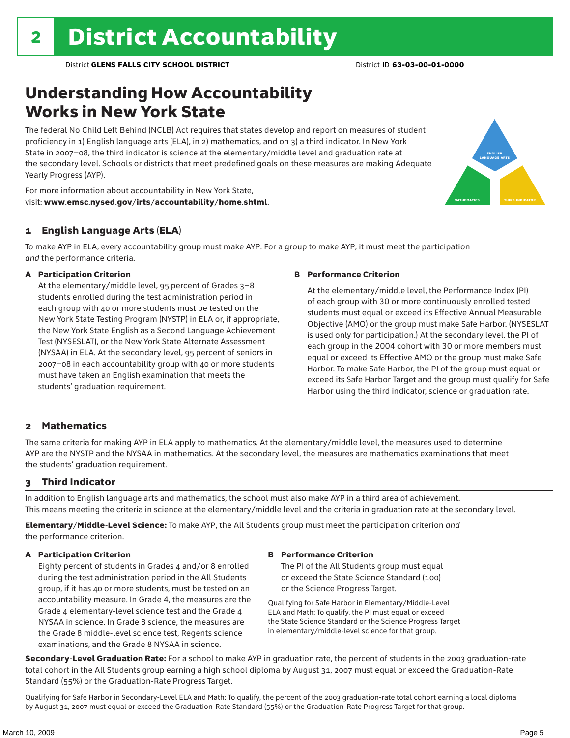# 2 District Accountability

District **GLENS FALLS CITY SCHOOL DISTRICT** District ID **63-03-00-01-0000**

## Understanding How Accountability Works in New York State

The federal No Child Left Behind (NCLB) Act requires that states develop and report on measures of student proficiency in 1) English language arts (ELA), in 2) mathematics, and on 3) a third indicator. In New York State in 2007–08, the third indicator is science at the elementary/middle level and graduation rate at the secondary level. Schools or districts that meet predefined goals on these measures are making Adequate Yearly Progress (AYP).

For more information about accountability in New York State, visit: **www.emsc.nysed.gov/irts/accountability/home.shtml**.

### 1 English Language Arts (ELA)

To make AYP in ELA, every accountability group must make AYP. For a group to make AYP, it must meet the participation *and* the performance criteria.

**A Participation Criterion**

At the elementary/middle level, 95 percent of Grades 3–8 students enrolled during the test administration period in each group with 40 or more students must be tested on the New York State Testing Program (NYSTP) in ELA or, if appropriate, the New York State English as a Second Language Achievement Test (NYSESLAT), or the New York State Alternate Assessment (NYSAA) in ELA. At the secondary level, 95 percent of seniors in 2007–08 in each accountability group with 40 or more students must have taken an English examination that meets the students' graduation requirement.

**B Performance Criterion**

At the elementary/middle level, the Performance Index (PI) of each group with 30 or more continuously enrolled tested students must equal or exceed its Effective Annual Measurable Objective (AMO) or the group must make Safe Harbor. (NYSESLAT is used only for participation.) At the secondary level, the PI of each group in the 2004 cohort with 30 or more members must equal or exceed its Effective AMO or the group must make Safe Harbor. To make Safe Harbor, the PI of the group must equal or exceed its Safe Harbor Target and the group must qualify for Safe Harbor using the third indicator, science or graduation rate.

### 2 Mathematics

The same criteria for making AYP in ELA apply to mathematics. At the elementary/middle level, the measures used to determine AYP are the NYSTP and the NYSAA in mathematics. At the secondary level, the measures are mathematics examinations that meet the students' graduation requirement.

### 3 Third Indicator

In addition to English language arts and mathematics, the school must also make AYP in a third area of achievement. This means meeting the criteria in science at the elementary/middle level and the criteria in graduation rate at the secondary level.

**Elementary/Middle-Level Science:** To make AYP, the All Students group must meet the participation criterion *and* the performance criterion.

**A Participation Criterion**

Eighty percent of students in Grades 4 and/or 8 enrolled during the test administration period in the All Students group, if it has 40 or more students, must be tested on an accountability measure. In Grade 4, the measures are the Grade 4 elementary-level science test and the Grade 4 NYSAA in science. In Grade 8 science, the measures are the Grade 8 middle-level science test, Regents science examinations, and the Grade 8 NYSAA in science.

**B Performance Criterion**

The PI of the All Students group must equal or exceed the State Science Standard (100) or the Science Progress Target.

Qualifying for Safe Harbor in Elementary/Middle-Level ELA and Math: To qualify, the PI must equal or exceed the State Science Standard or the Science Progress Target in elementary/middle-level science for that group.

**Secondary-Level Graduation Rate:** For a school to make AYP in graduation rate, the percent of students in the 2003 graduation-rate total cohort in the All Students group earning a high school diploma by August 31, 2007 must equal or exceed the Graduation-Rate Standard (55%) or the Graduation-Rate Progress Target.

Qualifying for Safe Harbor in Secondary-Level ELA and Math: To qualify, the percent of the 2003 graduation-rate total cohort earning a local diploma by August 31, 2007 must equal or exceed the Graduation-Rate Standard (55%) or the Graduation-Rate Progress Target for that group.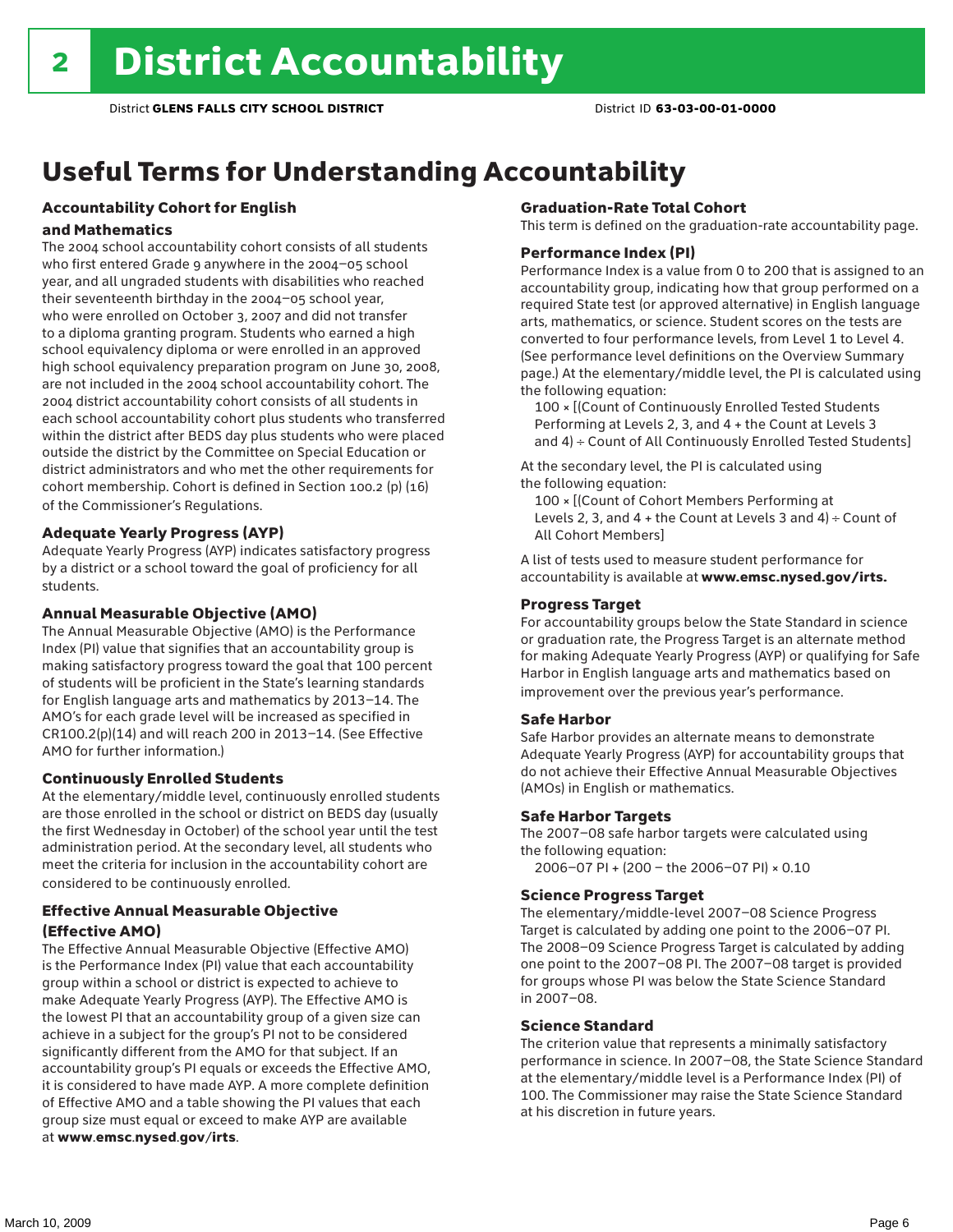# 2 District Accountability

District **GLENS FALLS CITY SCHOOL DISTRICT** District ID **63-03-00-01-0000**

## Useful Terms for Understanding Accountability

### Accountability Cohort for English and Mathematics

The 2004 school accountability cohort consists of all students who first entered Grade 9 anywhere in the 2004–05 school year, and all ungraded students with disabilities who reached their seventeenth birthday in the 2004–05 school year, who were enrolled on October 3, 2007 and did not transfer to a diploma granting program. Students who earned a high school equivalency diploma or were enrolled in an approved high school equivalency preparation program on June 30, 2008, are not included in the 2004 school accountability cohort. The 2004 district accountability cohort consists of all students in each school accountability cohort plus students who transferred within the district after BEDS day plus students who were placed outside the district by the Committee on Special Education or district administrators and who met the other requirements for cohort membership. Cohort is defined in Section 100.2 (p) (16) of the Commissioner's Regulations.

### Adequate Yearly Progress (AYP)

Adequate Yearly Progress (AYP) indicates satisfactory progress by a district or a school toward the goal of proficiency for all students.

### Annual Measurable Objective (AMO)

The Annual Measurable Objective (AMO) is the Performance Index (PI) value that signifies that an accountability group is making satisfactory progress toward the goal that 100 percent of students will be proficient in the State's learning standards for English language arts and mathematics by 2013–14. The AMO's for each grade level will be increased as specified in CR100.2(p)(14) and will reach 200 in 2013–14. (See Effective AMO for further information.)

### Continuously Enrolled Students

At the elementary/middle level, continuously enrolled students are those enrolled in the school or district on BEDS day (usually the first Wednesday in October) of the school year until the test administration period. At the secondary level, all students who meet the criteria for inclusion in the accountability cohort are considered to be continuously enrolled.

### Effective Annual Measurable Objective (Effective AMO)

The Effective Annual Measurable Objective (Effective AMO) is the Performance Index (PI) value that each accountability group within a school or district is expected to achieve to make Adequate Yearly Progress (AYP). The Effective AMO is the lowest PI that an accountability group of a given size can achieve in a subject for the group's PI not to be considered significantly different from the AMO for that subject. If an accountability group's PI equals or exceeds the Effective AMO, it is considered to have made AYP. A more complete definition of Effective AMO and a table showing the PI values that each group size must equal or exceed to make AYP are available at **www.emsc.nysed.gov/irts**.

### Graduation-Rate Total Cohort

This term is defined on the graduation-rate accountability page.

### Performance Index (PI)

Performance Index is a value from 0 to 200 that is assigned to an accountability group, indicating how that group performed on a required State test (or approved alternative) in English language arts, mathematics, or science. Student scores on the tests are converted to four performance levels, from Level 1 to Level 4. (See performance level definitions on the Overview Summary page.) At the elementary/middle level, the PI is calculated using the following equation:

100 × [(Count of Continuously Enrolled Tested Students Performing at Levels 2, 3, and 4 + the Count at Levels 3 and 4) ÷ Count of All Continuously Enrolled Tested Students]

At the secondary level, the PI is calculated using the following equation:

100 × [(Count of Cohort Members Performing at Levels 2, 3, and 4 + the Count at Levels 3 and 4) ÷ Count of All Cohort Members]

A list of tests used to measure student performance for accountability is available at **www.emsc.nysed.gov/irts.**

### Progress Target

For accountability groups below the State Standard in science or graduation rate, the Progress Target is an alternate method for making Adequate Yearly Progress (AYP) or qualifying for Safe Harbor in English language arts and mathematics based on improvement over the previous year's performance.

### Safe Harbor

Safe Harbor provides an alternate means to demonstrate Adequate Yearly Progress (AYP) for accountability groups that do not achieve their Effective Annual Measurable Objectives (AMOs) in English or mathematics.

### Safe Harbor Targets

The 2007–08 safe harbor targets were calculated using the following equation:

2006–07 PI + (200 – the 2006–07 PI) × 0.10

### Science Progress Target

The elementary/middle-level 2007–08 Science Progress Target is calculated by adding one point to the 2006–07 PI. The 2008–09 Science Progress Target is calculated by adding one point to the 2007–08 PI. The 2007–08 target is provided for groups whose PI was below the State Science Standard in 2007–08.

### Science Standard

The criterion value that represents a minimally satisfactory performance in science. In 2007–08, the State Science Standard at the elementary/middle level is a Performance Index (PI) of 100. The Commissioner may raise the State Science Standard at his discretion in future years.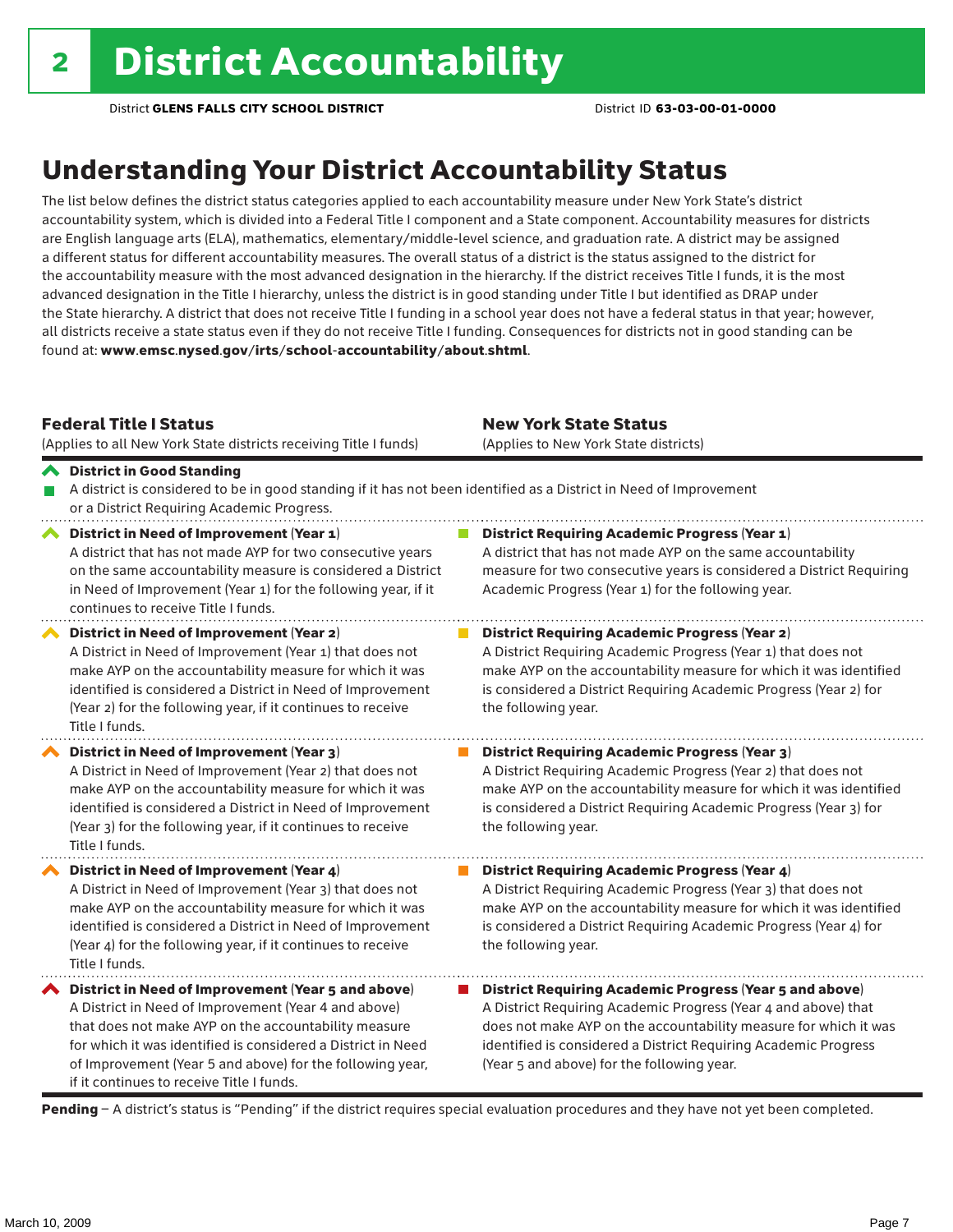# 2 District Accountability

District **GLENS FALLS CITY SCHOOL DISTRICT** District ID **63-03-00-01-0000**

## Understanding Your District Accountability Status

The list below defines the district status categories applied to each accountability measure under New York State's district accountability system, which is divided into a Federal Title I component and a State component. Accountability measures for districts are English language arts (ELA), mathematics, elementary/middle-level science, and graduation rate. A district may be assigned a different status for different accountability measures. The overall status of a district is the status assigned to the district for the accountability measure with the most advanced designation in the hierarchy. If the district receives Title I funds, it is the most advanced designation in the Title I hierarchy, unless the district is in good standing under Title I but identified as DRAP under the State hierarchy. A district that does not receive Title I funding in a school year does not have a federal status in that year; however, all districts receive a state status even if they do not receive Title I funding. Consequences for districts not in good standing can be found at: **www.emsc.nysed.gov/irts/school-accountability/about.shtml**.

| **Federal Title I Status** (Applies to all New York State districts receiving Title I funds) | **New York State Status** (Applies to New York State districts) |
|---|---|
| **District in Good Standing** A district is considered to be in good standing if it has not been identified as a District in Need of Improvement or a District Requiring Academic Progress. | |
| **District in Need of Improvement (Year 1)** A district that has not made AYP for two consecutive years on the same accountability measure is considered a District in Need of Improvement (Year 1) for the following year, if it continues to receive Title I funds. | **District Requiring Academic Progress (Year 1)** A district that has not made AYP on the same accountability measure for two consecutive years is considered a District Requiring Academic Progress (Year 1) for the following year. |
| **District in Need of Improvement (Year 2)** A District in Need of Improvement (Year 1) that does not make AYP on the accountability measure for which it was identified is considered a District in Need of Improvement (Year 2) for the following year, if it continues to receive Title I funds. | **District Requiring Academic Progress (Year 2)** A District Requiring Academic Progress (Year 1) that does not make AYP on the accountability measure for which it was identified is considered a District Requiring Academic Progress (Year 2) for the following year. |
| **District in Need of Improvement (Year 3)** A District in Need of Improvement (Year 2) that does not make AYP on the accountability measure for which it was identified is considered a District in Need of Improvement (Year 3) for the following year, if it continues to receive Title I funds. | **District Requiring Academic Progress (Year 3)** A District Requiring Academic Progress (Year 2) that does not make AYP on the accountability measure for which it was identified is considered a District Requiring Academic Progress (Year 3) for the following year. |
| **District in Need of Improvement (Year 4)** A District in Need of Improvement (Year 3) that does not make AYP on the accountability measure for which it was identified is considered a District in Need of Improvement (Year 4) for the following year, if it continues to receive Title I funds. | **District Requiring Academic Progress (Year 4)** A District Requiring Academic Progress (Year 3) that does not make AYP on the accountability measure for which it was identified is considered a District Requiring Academic Progress (Year 4) for the following year. |
| **District in Need of Improvement (Year 5 and above)** A District in Need of Improvement (Year 4 and above) that does not make AYP on the accountability measure for which it was identified is considered a District in Need of Improvement (Year 5 and above) for the following year, if it continues to receive Title I funds. | **District Requiring Academic Progress (Year 5 and above)** A District Requiring Academic Progress (Year 4 and above) that does not make AYP on the accountability measure for which it was identified is considered a District Requiring Academic Progress (Year 5 and above) for the following year. |

**Pending** – A district's status is "Pending" if the district requires special evaluation procedures and they have not yet been completed.

March 10, 2009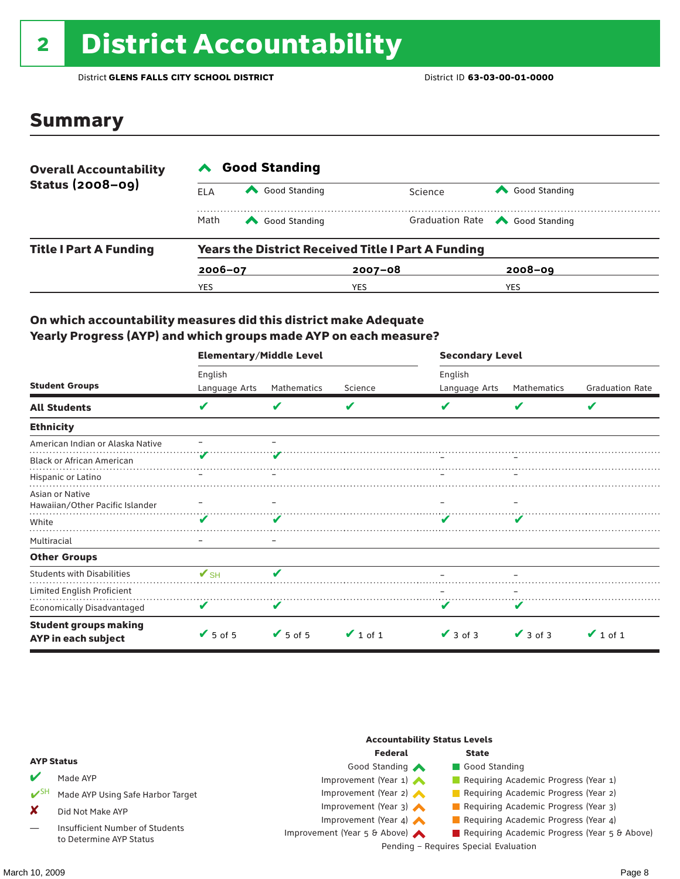# 2 District Accountability

District **GLENS FALLS CITY SCHOOL DISTRICT** District ID **63-03-00-01-0000**

## Summary

| **Overall Accountability Status (2008–09)** | **Good Standing** | | |
|---|---|---|---|
| ELA | Good Standing | Science | Good Standing |
| Math | Good Standing | Graduation Rate | Good Standing |

| **Title I Part A Funding** | **Years the District Received Title I Part A Funding** | | |
|---|---|---|---|
| | **2006–07** | **2007–08** | **2008–09** |
| | YES | YES | YES |

### On which accountability measures did this district make Adequate Yearly Progress (AYP) and which groups made AYP on each measure?

| Student Groups | Elementary/Middle Level: English Language Arts | Elementary/Middle Level: Mathematics | Elementary/Middle Level: Science | Secondary Level: English Language Arts | Secondary Level: Mathematics | Secondary Level: Graduation Rate |
|---|---|---|---|---|---|---|
| **All Students** | ✔ | ✔ | ✔ | ✔ | ✔ | ✔ |
| **Ethnicity** | | | | | | |
| American Indian or Alaska Native | – | – | | | | |
| Black or African American | ✔ | ✔ | | – | – | |
| Hispanic or Latino | – | – | | – | – | |
| Asian or Native Hawaiian/Other Pacific Islander | – | – | | – | – | |
| White | ✔ | ✔ | | ✔ | ✔ | |
| Multiracial | – | – | | | | |
| **Other Groups** | | | | | | |
| Students with Disabilities | ✔SH | ✔ | | – | – | |
| Limited English Proficient | | | | – | – | |
| Economically Disadvantaged | ✔ | ✔ | | ✔ | ✔ | |
| **Student groups making AYP in each subject** | ✔ 5 of 5 | ✔ 5 of 5 | ✔ 1 of 1 | ✔ 3 of 3 | ✔ 3 of 3 | ✔ 1 of 1 |

**AYP Status**

- ✔ Made AYP
- ✔SH Made AYP Using Safe Harbor Target
- ✘ Did Not Make AYP
- — Insufficient Number of Students to Determine AYP Status

**Accountability Status Levels**

| Federal | State |
|---|---|
| Good Standing | Good Standing |
| Improvement (Year 1) | Requiring Academic Progress (Year 1) |
| Improvement (Year 2) | Requiring Academic Progress (Year 2) |
| Improvement (Year 3) | Requiring Academic Progress (Year 3) |
| Improvement (Year 4) | Requiring Academic Progress (Year 4) |
| Improvement (Year 5 & Above) | Requiring Academic Progress (Year 5 & Above) |

Pending – Requires Special Evaluation

March 10, 2009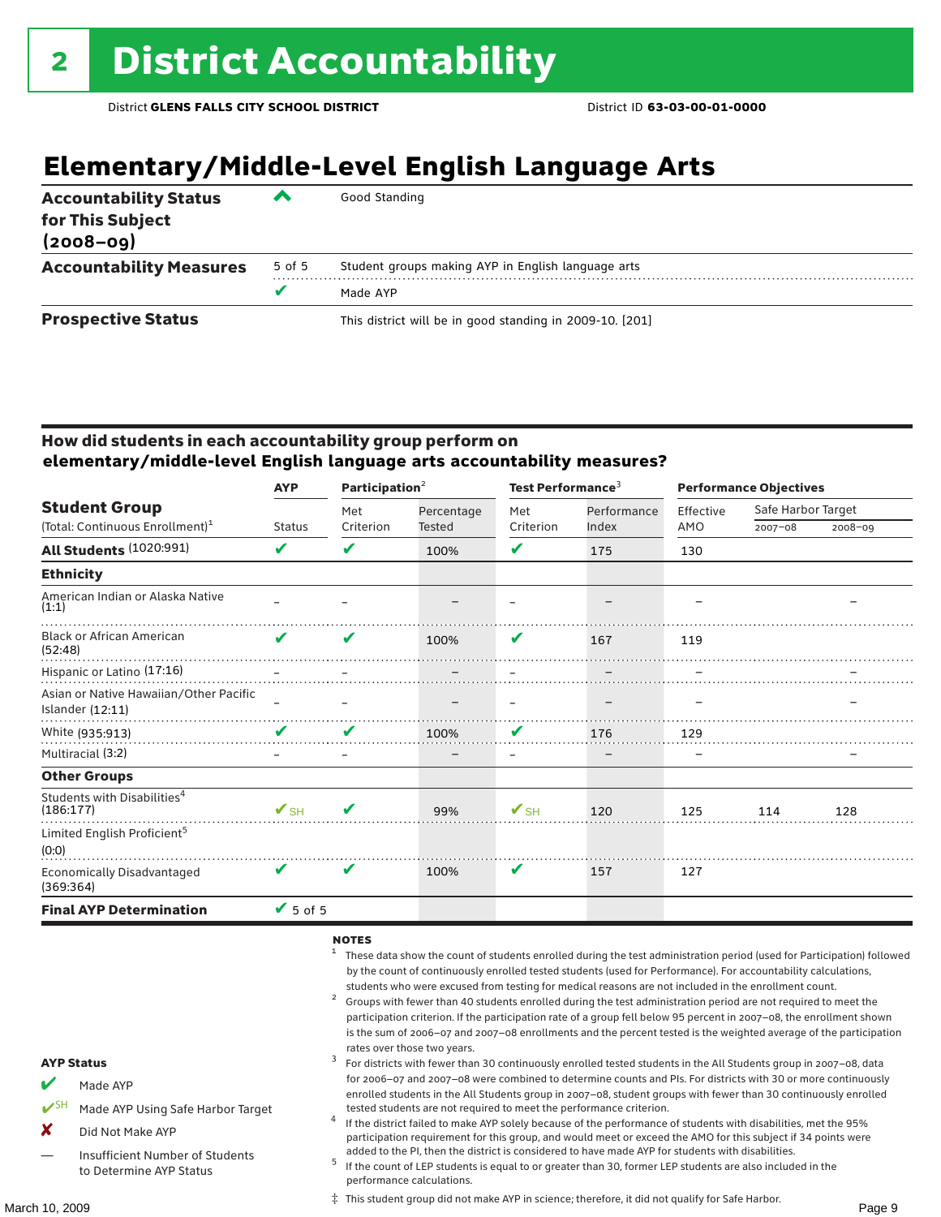# 2 District Accountability

District **GLENS FALLS CITY SCHOOL DISTRICT** District ID **63-03-00-01-0000**

## Elementary/Middle-Level English Language Arts

| | | |
|---|---|---|
| **Accountability Status for This Subject (2008–09)** | ^ | Good Standing |
| **Accountability Measures** | 5 of 5 | Student groups making AYP in English language arts |
| | ✔ | Made AYP |
| **Prospective Status** | | This district will be in good standing in 2009-10. [201] |

### How did students in each accountability group perform on elementary/middle-level English language arts accountability measures?

| Student Group (Total: Continuous Enrollment)[1] | AYP Status | Participation[2] Met Criterion | Participation Percentage Tested | Test Performance[3] Met Criterion | Test Performance Index | Performance Objectives Effective AMO | Safe Harbor Target 2007–08 | Safe Harbor Target 2008–09 |
|---|---|---|---|---|---|---|---|---|
| **All Students** (1020:991) | ✔ | ✔ | 100% | ✔ | 175 | 130 | | |
| **Ethnicity** | | | | | | | | |
| American Indian or Alaska Native (1:1) | – | – | – | – | – | – | | – |
| Black or African American (52:48) | ✔ | ✔ | 100% | ✔ | 167 | 119 | | |
| Hispanic or Latino (17:16) | – | – | – | – | – | – | | – |
| Asian or Native Hawaiian/Other Pacific Islander (12:11) | – | – | – | – | – | – | | – |
| White (935:913) | ✔ | ✔ | 100% | ✔ | 176 | 129 | | |
| Multiracial (3:2) | – | – | – | – | – | – | | – |
| **Other Groups** | | | | | | | | |
| Students with Disabilities[4] (186:177) | ✔SH | ✔ | 99% | ✔SH | 120 | 125 | 114 | 128 |
| Limited English Proficient[5] (0:0) | | | | | | | | |
| Economically Disadvantaged (369:364) | ✔ | ✔ | 100% | ✔ | 157 | 127 | | |
| **Final AYP Determination** | ✔ 5 of 5 | | | | | | | |

**AYP Status**

- ✔ Made AYP
- ✔SH Made AYP Using Safe Harbor Target
- ✘ Did Not Make AYP
- — Insufficient Number of Students to Determine AYP Status

**NOTES**

1. These data show the count of students enrolled during the test administration period (used for Participation) followed by the count of continuously enrolled tested students (used for Performance). For accountability calculations, students who were excused from testing for medical reasons are not included in the enrollment count.
2. Groups with fewer than 40 students enrolled during the test administration period are not required to meet the participation criterion. If the participation rate of a group fell below 95 percent in 2007–08, the enrollment shown is the sum of 2006–07 and 2007–08 enrollments and the percent tested is the weighted average of the participation rates over those two years.
3. For districts with fewer than 30 continuously enrolled tested students in the All Students group in 2007–08, data for 2006–07 and 2007–08 were combined to determine counts and PIs. For districts with 30 or more continuously enrolled students in the All Students group in 2007–08, student groups with fewer than 30 continuously enrolled tested students are not required to meet the performance criterion.
4. If the district failed to make AYP solely because of the performance of students with disabilities, met the 95% participation requirement for this group, and would meet or exceed the AMO for this subject if 34 points were added to the PI, then the district is considered to have made AYP for students with disabilities.
5. If the count of LEP students is equal to or greater than 30, former LEP students are also included in the performance calculations.

‡ This student group did not make AYP in science; therefore, it did not qualify for Safe Harbor.

March 10, 2009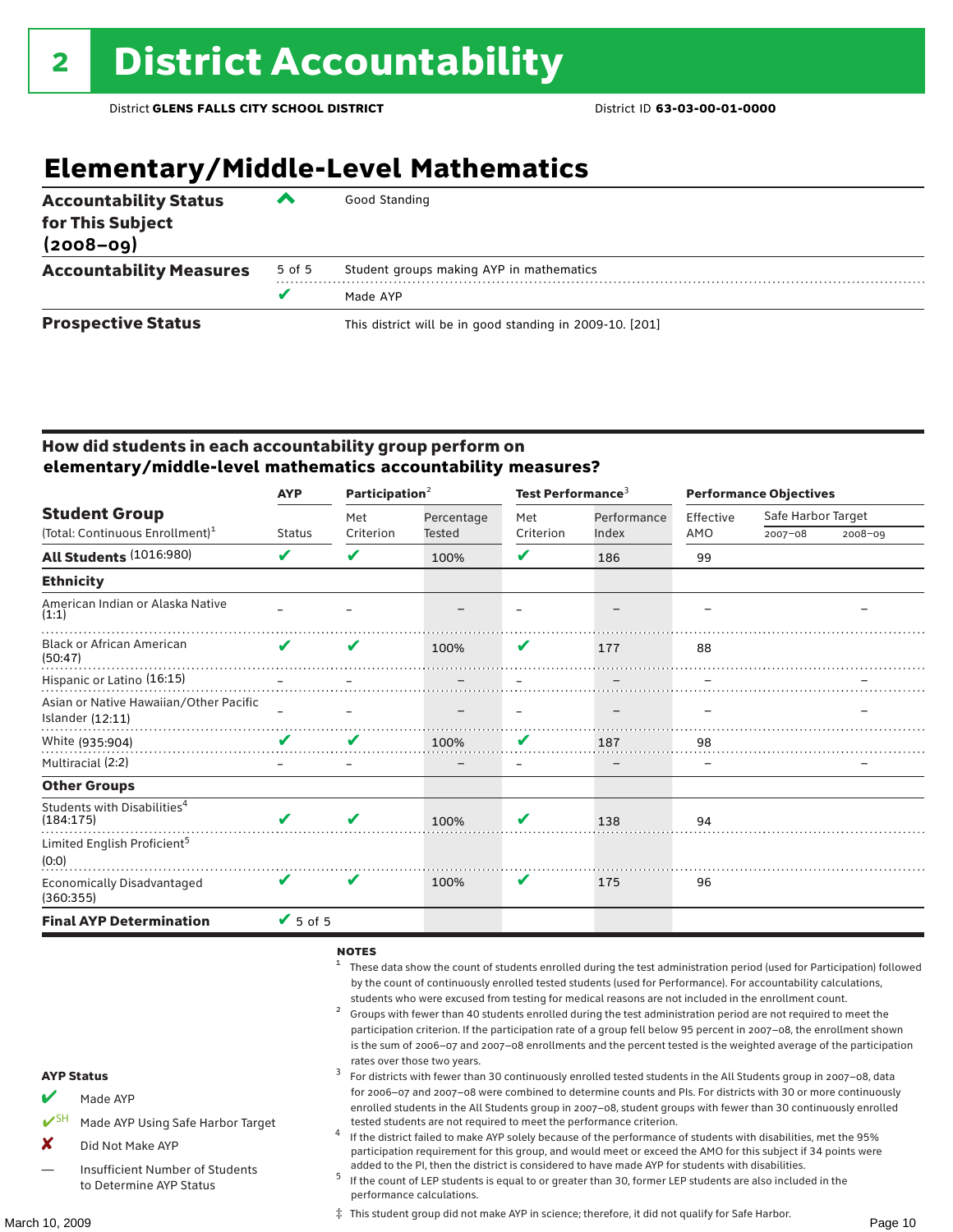# 2 District Accountability

District **GLENS FALLS CITY SCHOOL DISTRICT** District ID **63-03-00-01-0000**

## Elementary/Middle-Level Mathematics

| | | |
|---|---|---|
| **Accountability Status for This Subject (2008–09)** | ^ | Good Standing |
| **Accountability Measures** | 5 of 5 | Student groups making AYP in mathematics |
| | ✔ | Made AYP |
| **Prospective Status** | | This district will be in good standing in 2009-10. [201] |

### How did students in each accountability group perform on elementary/middle-level mathematics accountability measures?

| Student Group (Total: Continuous Enrollment)[1] | AYP Status | Participation[2] Met Criterion | Participation[2] Percentage Tested | Test Performance[3] Met Criterion | Test Performance[3] Performance Index | Performance Objectives Effective AMO | Safe Harbor Target 2007–08 | Safe Harbor Target 2008–09 |
|---|---|---|---|---|---|---|---|---|
| **All Students** (1016:980) | ✔ | ✔ | 100% | ✔ | 186 | 99 | | |
| **Ethnicity** | | | | | | | | |
| American Indian or Alaska Native (1:1) | – | – | – | – | – | – | | – |
| Black or African American (50:47) | ✔ | ✔ | 100% | ✔ | 177 | 88 | | |
| Hispanic or Latino (16:15) | – | – | – | – | – | – | | – |
| Asian or Native Hawaiian/Other Pacific Islander (12:11) | – | – | – | – | – | – | | – |
| White (935:904) | ✔ | ✔ | 100% | ✔ | 187 | 98 | | |
| Multiracial (2:2) | – | – | – | – | – | – | | – |
| **Other Groups** | | | | | | | | |
| Students with Disabilities[4] (184:175) | ✔ | ✔ | 100% | ✔ | 138 | 94 | | |
| Limited English Proficient[5] (0:0) | | | | | | | | |
| Economically Disadvantaged (360:355) | ✔ | ✔ | 100% | ✔ | 175 | 96 | | |
| **Final AYP Determination** | ✔ 5 of 5 | | | | | | | |

**AYP Status**

- ✔ Made AYP
- ✔SH Made AYP Using Safe Harbor Target
- ✘ Did Not Make AYP
- — Insufficient Number of Students to Determine AYP Status

**NOTES**

1 These data show the count of students enrolled during the test administration period (used for Participation) followed by the count of continuously enrolled tested students (used for Performance). For accountability calculations, students who were excused from testing for medical reasons are not included in the enrollment count.

2 Groups with fewer than 40 students enrolled during the test administration period are not required to meet the participation criterion. If the participation rate of a group fell below 95 percent in 2007–08, the enrollment shown is the sum of 2006–07 and 2007–08 enrollments and the percent tested is the weighted average of the participation rates over those two years.

3 For districts with fewer than 30 continuously enrolled tested students in the All Students group in 2007–08, data for 2006–07 and 2007–08 were combined to determine counts and PIs. For districts with 30 or more continuously enrolled students in the All Students group in 2007–08, student groups with fewer than 30 continuously enrolled tested students are not required to meet the performance criterion.

4 If the district failed to make AYP solely because of the performance of students with disabilities, met the 95% participation requirement for this group, and would meet or exceed the AMO for this subject if 34 points were added to the PI, then the district is considered to have made AYP for students with disabilities.

5 If the count of LEP students is equal to or greater than 30, former LEP students are also included in the performance calculations.

‡ This student group did not make AYP in science; therefore, it did not qualify for Safe Harbor.

March 10, 2009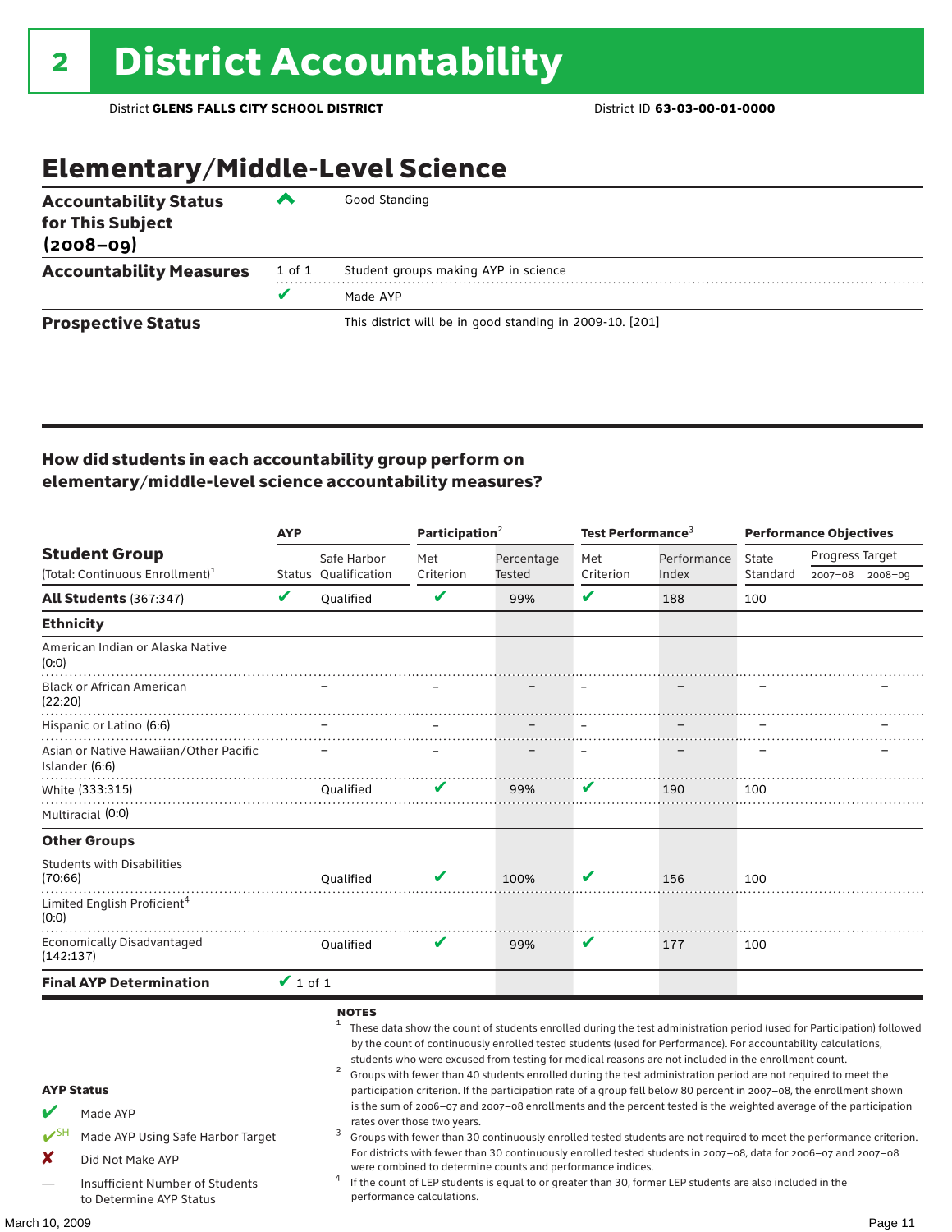# 2 District Accountability

District **GLENS FALLS CITY SCHOOL DISTRICT** District ID **63-03-00-01-0000**

## Elementary/Middle-Level Science

| | | |
|---|---|---|
| **Accountability Status for This Subject (2008–09)** | ^ | Good Standing |
| **Accountability Measures** | 1 of 1 | Student groups making AYP in science |
| | ✔ | Made AYP |
| **Prospective Status** | | This district will be in good standing in 2009-10. [201] |

### How did students in each accountability group perform on elementary/middle-level science accountability measures?

| Student Group (Total: Continuous Enrollment)[1] | AYP | | Participation[2] | | Test Performance[3] | | Performance Objectives | | |
|---|---|---|---|---|---|---|---|---|---|
| | Status | Safe Harbor Qualification | Met Criterion | Percentage Tested | Met Criterion | Performance Index | State Standard | Progress Target 2007–08 | Progress Target 2008–09 |
| **All Students** (367:347) | ✔ | Qualified | ✔ | 99% | ✔ | 188 | 100 | | |
| **Ethnicity** | | | | | | | | | |
| American Indian or Alaska Native (0:0) | | | | | | | | | |
| Black or African American (22:20) | | – | – | – | – | – | – | | – |
| Hispanic or Latino (6:6) | | – | – | – | – | – | – | | – |
| Asian or Native Hawaiian/Other Pacific Islander (6:6) | | – | – | – | – | – | – | | – |
| White (333:315) | | Qualified | ✔ | 99% | ✔ | 190 | 100 | | |
| Multiracial (0:0) | | | | | | | | | |
| **Other Groups** | | | | | | | | | |
| Students with Disabilities (70:66) | | Qualified | ✔ | 100% | ✔ | 156 | 100 | | |
| Limited English Proficient[4] (0:0) | | | | | | | | | |
| Economically Disadvantaged (142:137) | | Qualified | ✔ | 99% | ✔ | 177 | 100 | | |
| **Final AYP Determination** | ✔ 1 of 1 | | | | | | | | |

**AYP Status**

- ✔ Made AYP
- ✔SH Made AYP Using Safe Harbor Target
- ✘ Did Not Make AYP
- — Insufficient Number of Students to Determine AYP Status

**NOTES**

[1] These data show the count of students enrolled during the test administration period (used for Participation) followed by the count of continuously enrolled tested students (used for Performance). For accountability calculations, students who were excused from testing for medical reasons are not included in the enrollment count.

[2] Groups with fewer than 40 students enrolled during the test administration period are not required to meet the participation criterion. If the participation rate of a group fell below 80 percent in 2007–08, the enrollment shown is the sum of 2006–07 and 2007–08 enrollments and the percent tested is the weighted average of the participation rates over those two years.

[3] Groups with fewer than 30 continuously enrolled tested students are not required to meet the performance criterion. For districts with fewer than 30 continuously enrolled tested students in 2007–08, data for 2006–07 and 2007–08 were combined to determine counts and performance indices.

[4] If the count of LEP students is equal to or greater than 30, former LEP students are also included in the performance calculations.

March 10, 2009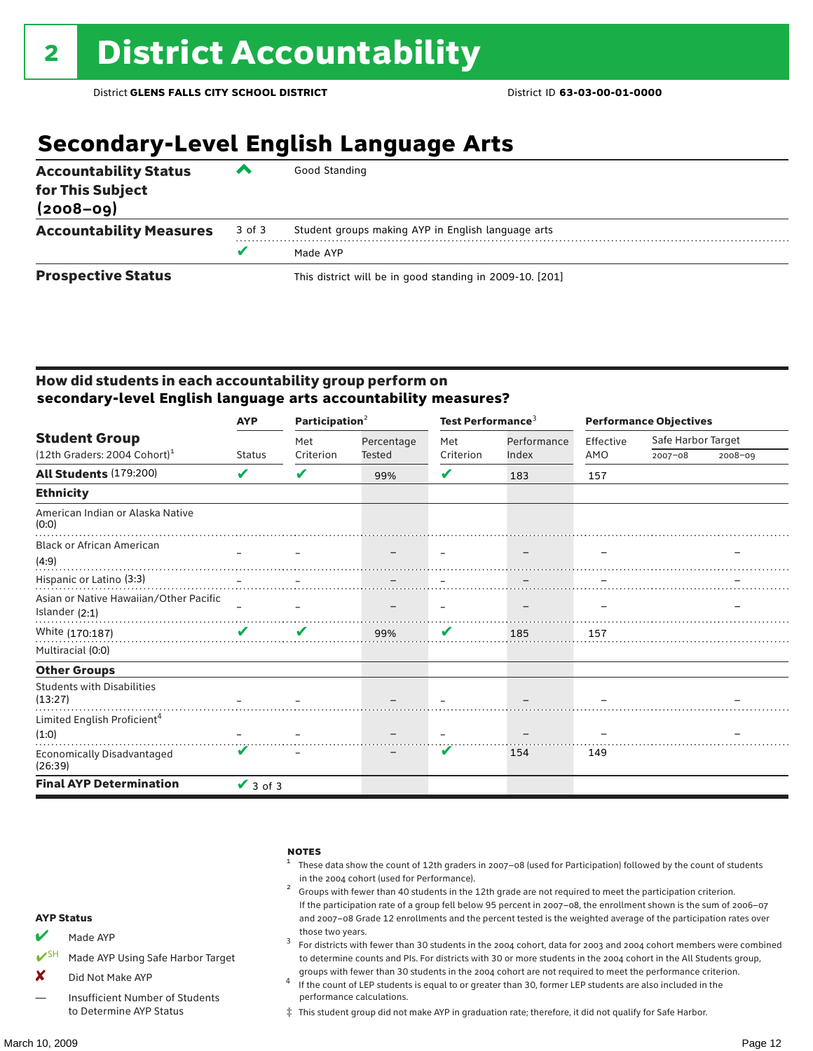# 2 District Accountability

District **GLENS FALLS CITY SCHOOL DISTRICT** District ID **63-03-00-01-0000**

## Secondary-Level English Language Arts

| | | |
|---|---|---|
| **Accountability Status for This Subject (2008–09)** | ^ | Good Standing |
| **Accountability Measures** | 3 of 3 | Student groups making AYP in English language arts |
| | ✔ | Made AYP |
| **Prospective Status** | | This district will be in good standing in 2009-10. [201] |

### How did students in each accountability group perform on secondary-level English language arts accountability measures?

| Student Group (12th Graders: 2004 Cohort)[1] | AYP Status | Participation[2] Met Criterion | Participation[2] Percentage Tested | Test Performance[3] Met Criterion | Test Performance[3] Performance Index | Performance Objectives Effective AMO | Safe Harbor Target 2007–08 | Safe Harbor Target 2008–09 |
|---|---|---|---|---|---|---|---|---|
| **All Students** (179:200) | ✔ | ✔ | 99% | ✔ | 183 | 157 | | |
| **Ethnicity** | | | | | | | | |
| American Indian or Alaska Native (0:0) | | | | | | | | |
| Black or African American (4:9) | – | – | – | – | – | – | | – |
| Hispanic or Latino (3:3) | – | – | – | – | – | – | | – |
| Asian or Native Hawaiian/Other Pacific Islander (2:1) | – | – | – | – | – | – | | – |
| White (170:187) | ✔ | ✔ | 99% | ✔ | 185 | 157 | | |
| Multiracial (0:0) | | | | | | | | |
| **Other Groups** | | | | | | | | |
| Students with Disabilities (13:27) | – | – | – | – | – | – | | – |
| Limited English Proficient[4] (1:0) | – | – | – | – | – | – | | – |
| Economically Disadvantaged (26:39) | ✔ | – | – | ✔ | 154 | 149 | | |
| **Final AYP Determination** | ✔ 3 of 3 | | | | | | | |

**AYP Status**

- ✔ Made AYP
- ✔SH Made AYP Using Safe Harbor Target
- ✘ Did Not Make AYP
- — Insufficient Number of Students to Determine AYP Status

**NOTES**

1. These data show the count of 12th graders in 2007–08 (used for Participation) followed by the count of students in the 2004 cohort (used for Performance).
2. Groups with fewer than 40 students in the 12th grade are not required to meet the participation criterion. If the participation rate of a group fell below 95 percent in 2007–08, the enrollment shown is the sum of 2006–07 and 2007–08 Grade 12 enrollments and the percent tested is the weighted average of the participation rates over those two years.
3. For districts with fewer than 30 students in the 2004 cohort, data for 2003 and 2004 cohort members were combined to determine counts and PIs. For districts with 30 or more students in the 2004 cohort in the All Students group, groups with fewer than 30 students in the 2004 cohort are not required to meet the performance criterion.
4. If the count of LEP students is equal to or greater than 30, former LEP students are also included in the performance calculations.

‡ This student group did not make AYP in graduation rate; therefore, it did not qualify for Safe Harbor.

March 10, 2009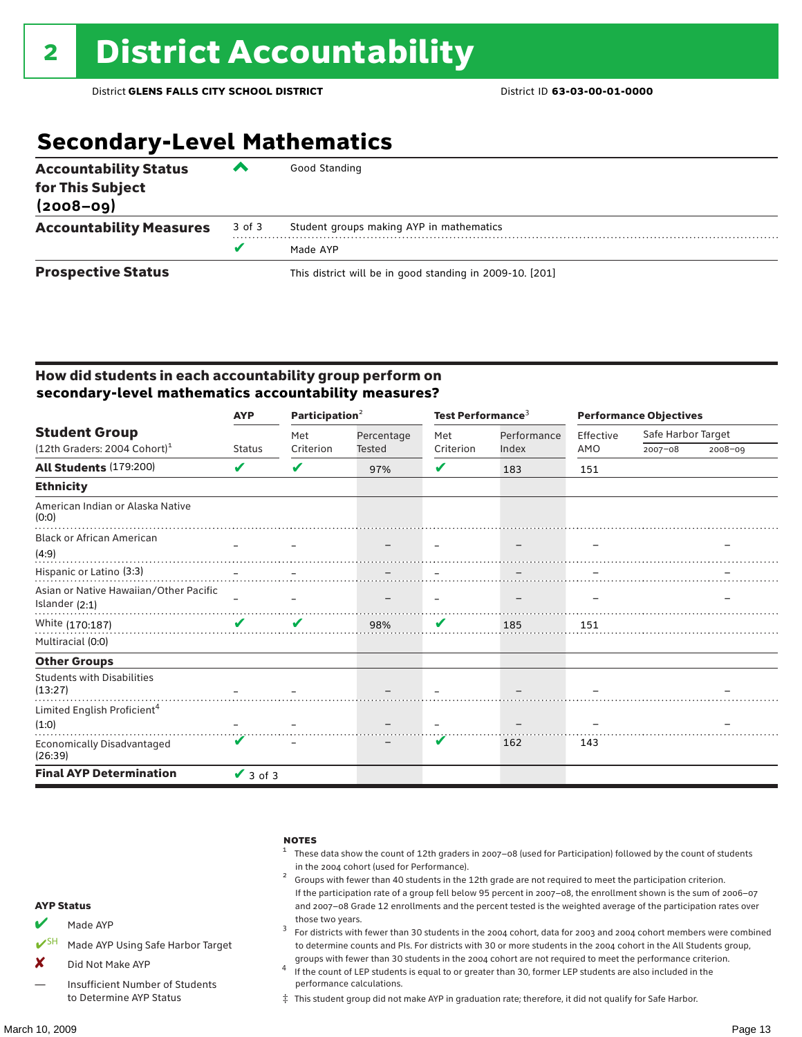# 2 District Accountability

District **GLENS FALLS CITY SCHOOL DISTRICT** District ID **63-03-00-01-0000**

## Secondary-Level Mathematics

| | | |
|---|---|---|
| **Accountability Status for This Subject (2008–09)** | ^ | Good Standing |
| **Accountability Measures** | 3 of 3 | Student groups making AYP in mathematics |
| | ✔ | Made AYP |
| **Prospective Status** | | This district will be in good standing in 2009-10. [201] |

### How did students in each accountability group perform on secondary-level mathematics accountability measures?

| Student Group (12th Graders: 2004 Cohort)[1] | AYP Status | Participation[2] Met Criterion | Participation[2] Percentage Tested | Test Performance[3] Met Criterion | Test Performance[3] Performance Index | Performance Objectives Effective AMO | Safe Harbor Target 2007–08 | Safe Harbor Target 2008–09 |
|---|---|---|---|---|---|---|---|---|
| **All Students** (179:200) | ✔ | ✔ | 97% | ✔ | 183 | 151 | | |
| **Ethnicity** | | | | | | | | |
| American Indian or Alaska Native (0:0) | | | | | | | | |
| Black or African American (4:9) | – | – | – | – | – | – | | – |
| Hispanic or Latino (3:3) | – | – | – | – | – | – | | – |
| Asian or Native Hawaiian/Other Pacific Islander (2:1) | – | – | – | – | – | – | | – |
| White (170:187) | ✔ | ✔ | 98% | ✔ | 185 | 151 | | |
| Multiracial (0:0) | | | | | | | | |
| **Other Groups** | | | | | | | | |
| Students with Disabilities (13:27) | – | – | – | – | – | – | | – |
| Limited English Proficient[4] (1:0) | – | – | – | – | – | – | | – |
| Economically Disadvantaged (26:39) | ✔ | – | – | ✔ | 162 | 143 | | |
| **Final AYP Determination** | ✔ 3 of 3 | | | | | | | |

**AYP Status**

- ✔ Made AYP
- ✔SH Made AYP Using Safe Harbor Target
- ✘ Did Not Make AYP
- — Insufficient Number of Students to Determine AYP Status

**NOTES**

[1] These data show the count of 12th graders in 2007–08 (used for Participation) followed by the count of students in the 2004 cohort (used for Performance).

[2] Groups with fewer than 40 students in the 12th grade are not required to meet the participation criterion. If the participation rate of a group fell below 95 percent in 2007–08, the enrollment shown is the sum of 2006–07 and 2007–08 Grade 12 enrollments and the percent tested is the weighted average of the participation rates over those two years.

[3] For districts with fewer than 30 students in the 2004 cohort, data for 2003 and 2004 cohort members were combined to determine counts and PIs. For districts with 30 or more students in the 2004 cohort in the All Students group, groups with fewer than 30 students in the 2004 cohort are not required to meet the performance criterion.

[4] If the count of LEP students is equal to or greater than 30, former LEP students are also included in the performance calculations.

‡ This student group did not make AYP in graduation rate; therefore, it did not qualify for Safe Harbor.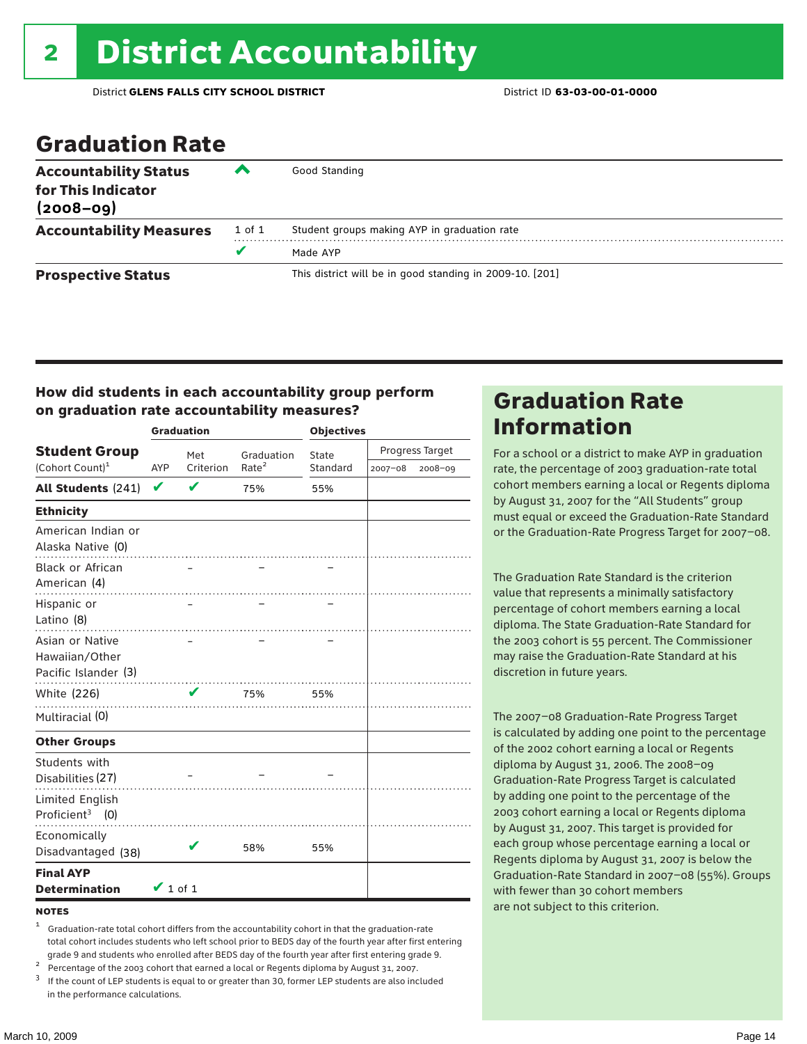# 2 District Accountability

District **GLENS FALLS CITY SCHOOL DISTRICT** District ID **63-03-00-01-0000**

## Graduation Rate

| | | |
|---|---|---|
| **Accountability Status for This Indicator (2008–09)** | ^ | Good Standing |
| **Accountability Measures** | 1 of 1 | Student groups making AYP in graduation rate |
| | ✔ | Made AYP |
| **Prospective Status** | | This district will be in good standing in 2009-10. [201] |

### How did students in each accountability group perform on graduation rate accountability measures?

| Student Group (Cohort Count)[1] | Graduation AYP | Met Criterion | Graduation Rate[2] | Objectives State Standard | Progress Target 2007–08 | Progress Target 2008–09 |
|---|---|---|---|---|---|---|
| **All Students** (241) | ✔ | ✔ | 75% | 55% | | |
| **Ethnicity** | | | | | | |
| American Indian or Alaska Native (0) | | | | | | |
| Black or African American (4) | | – | – | – | | |
| Hispanic or Latino (8) | | – | – | – | | |
| Asian or Native Hawaiian/Other Pacific Islander (3) | | – | – | – | | |
| White (226) | | ✔ | 75% | 55% | | |
| Multiracial (0) | | | | | | |
| **Other Groups** | | | | | | |
| Students with Disabilities (27) | | – | – | – | | |
| Limited English Proficient[3] (0) | | | | | | |
| Economically Disadvantaged (38) | | ✔ | 58% | 55% | | |
| **Final AYP Determination** | ✔ 1 of 1 | | | | | |

**NOTES**

[1] Graduation-rate total cohort differs from the accountability cohort in that the graduation-rate total cohort includes students who left school prior to BEDS day of the fourth year after first entering grade 9 and students who enrolled after BEDS day of the fourth year after first entering grade 9.

[2] Percentage of the 2003 cohort that earned a local or Regents diploma by August 31, 2007.

[3] If the count of LEP students is equal to or greater than 30, former LEP students are also included in the performance calculations.

## Graduation Rate Information

For a school or a district to make AYP in graduation rate, the percentage of 2003 graduation-rate total cohort members earning a local or Regents diploma by August 31, 2007 for the "All Students" group must equal or exceed the Graduation-Rate Standard or the Graduation-Rate Progress Target for 2007–08.

The Graduation Rate Standard is the criterion value that represents a minimally satisfactory percentage of cohort members earning a local diploma. The State Graduation-Rate Standard for the 2003 cohort is 55 percent. The Commissioner may raise the Graduation-Rate Standard at his discretion in future years.

The 2007–08 Graduation-Rate Progress Target is calculated by adding one point to the percentage of the 2002 cohort earning a local or Regents diploma by August 31, 2006. The 2008–09 Graduation-Rate Progress Target is calculated by adding one point to the percentage of the 2003 cohort earning a local or Regents diploma by August 31, 2007. This target is provided for each group whose percentage earning a local or Regents diploma by August 31, 2007 is below the Graduation-Rate Standard in 2007–08 (55%). Groups with fewer than 30 cohort members are not subject to this criterion.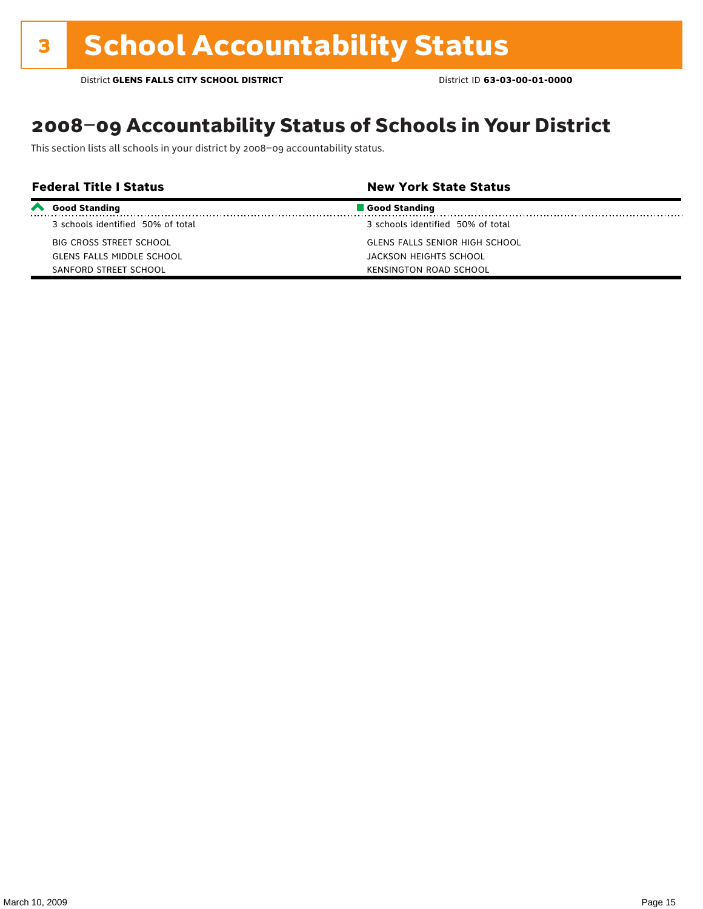# 3 School Accountability Status

District **GLENS FALLS CITY SCHOOL DISTRICT** District ID **63-03-00-01-0000**

## 2008–09 Accountability Status of Schools in Your District

This section lists all schools in your district by 2008–09 accountability status.

| Federal Title I Status | New York State Status |
|---|---|
| **Good Standing** | **Good Standing** |
| 3 schools identified 50% of total | 3 schools identified 50% of total |
| BIG CROSS STREET SCHOOL | GLENS FALLS SENIOR HIGH SCHOOL |
| GLENS FALLS MIDDLE SCHOOL | JACKSON HEIGHTS SCHOOL |
| SANFORD STREET SCHOOL | KENSINGTON ROAD SCHOOL |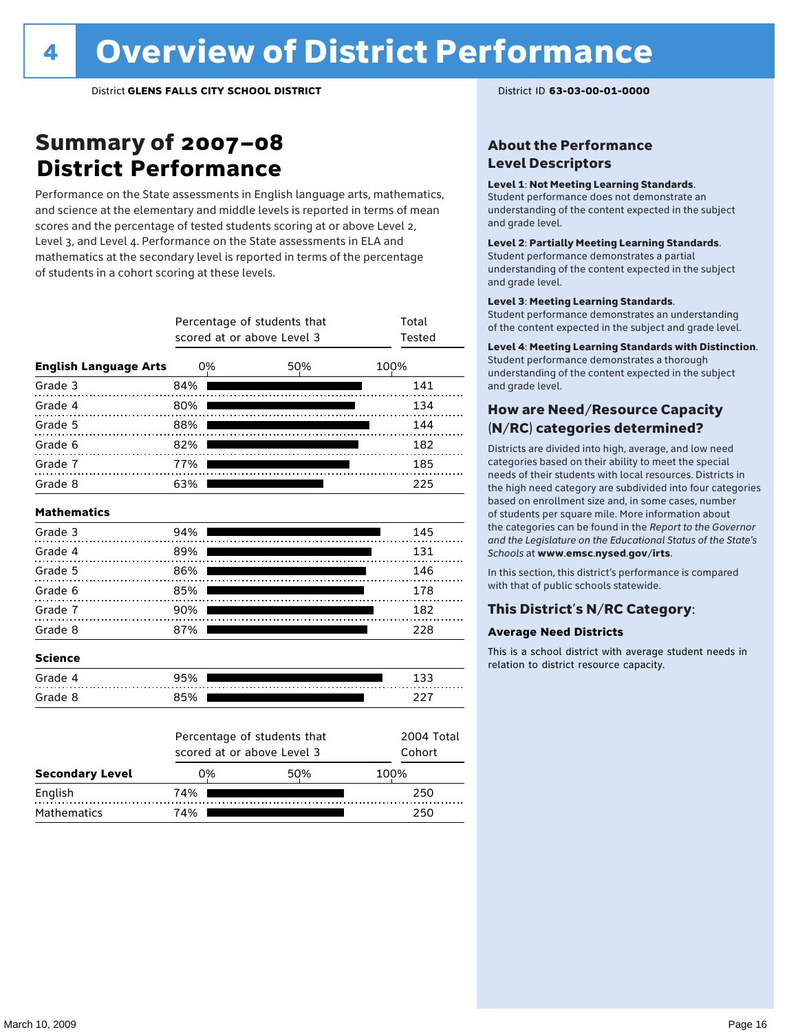# 4 Overview of District Performance

District **GLENS FALLS CITY SCHOOL DISTRICT**

District ID **63-03-00-01-0000**

## Summary of 2007–08 District Performance

Performance on the State assessments in English language arts, mathematics, and science at the elementary and middle levels is reported in terms of mean scores and the percentage of tested students scoring at or above Level 2, Level 3, and Level 4. Performance on the State assessments in ELA and mathematics at the secondary level is reported in terms of the percentage of students in a cohort scoring at these levels.

| | Percentage of students that scored at or above Level 3 | Total Tested |
|---|---|---|
| **English Language Arts** | | |
| Grade 3 | 84% | 141 |
| Grade 4 | 80% | 134 |
| Grade 5 | 88% | 144 |
| Grade 6 | 82% | 182 |
| Grade 7 | 77% | 185 |
| Grade 8 | 63% | 225 |
| **Mathematics** | | |
| Grade 3 | 94% | 145 |
| Grade 4 | 89% | 131 |
| Grade 5 | 86% | 146 |
| Grade 6 | 85% | 178 |
| Grade 7 | 90% | 182 |
| Grade 8 | 87% | 228 |
| **Science** | | |
| Grade 4 | 95% | 133 |
| Grade 8 | 85% | 227 |

| **Secondary Level** | Percentage of students that scored at or above Level 3 | 2004 Total Cohort |
|---|---|---|
| English | 74% | 250 |
| Mathematics | 74% | 250 |

### About the Performance Level Descriptors

**Level 1: Not Meeting Learning Standards.** Student performance does not demonstrate an understanding of the content expected in the subject and grade level.

**Level 2: Partially Meeting Learning Standards.** Student performance demonstrates a partial understanding of the content expected in the subject and grade level.

**Level 3: Meeting Learning Standards.** Student performance demonstrates an understanding of the content expected in the subject and grade level.

**Level 4: Meeting Learning Standards with Distinction.** Student performance demonstrates a thorough understanding of the content expected in the subject and grade level.

### How are Need/Resource Capacity (N/RC) categories determined?

Districts are divided into high, average, and low need categories based on their ability to meet the special needs of their students with local resources. Districts in the high need category are subdivided into four categories based on enrollment size and, in some cases, number of students per square mile. More information about the categories can be found in the *Report to the Governor and the Legislature on the Educational Status of the State's Schools* at **www.emsc.nysed.gov/irts**.

In this section, this district's performance is compared with that of public schools statewide.

### This District's N/RC Category:

**Average Need Districts**

This is a school district with average student needs in relation to district resource capacity.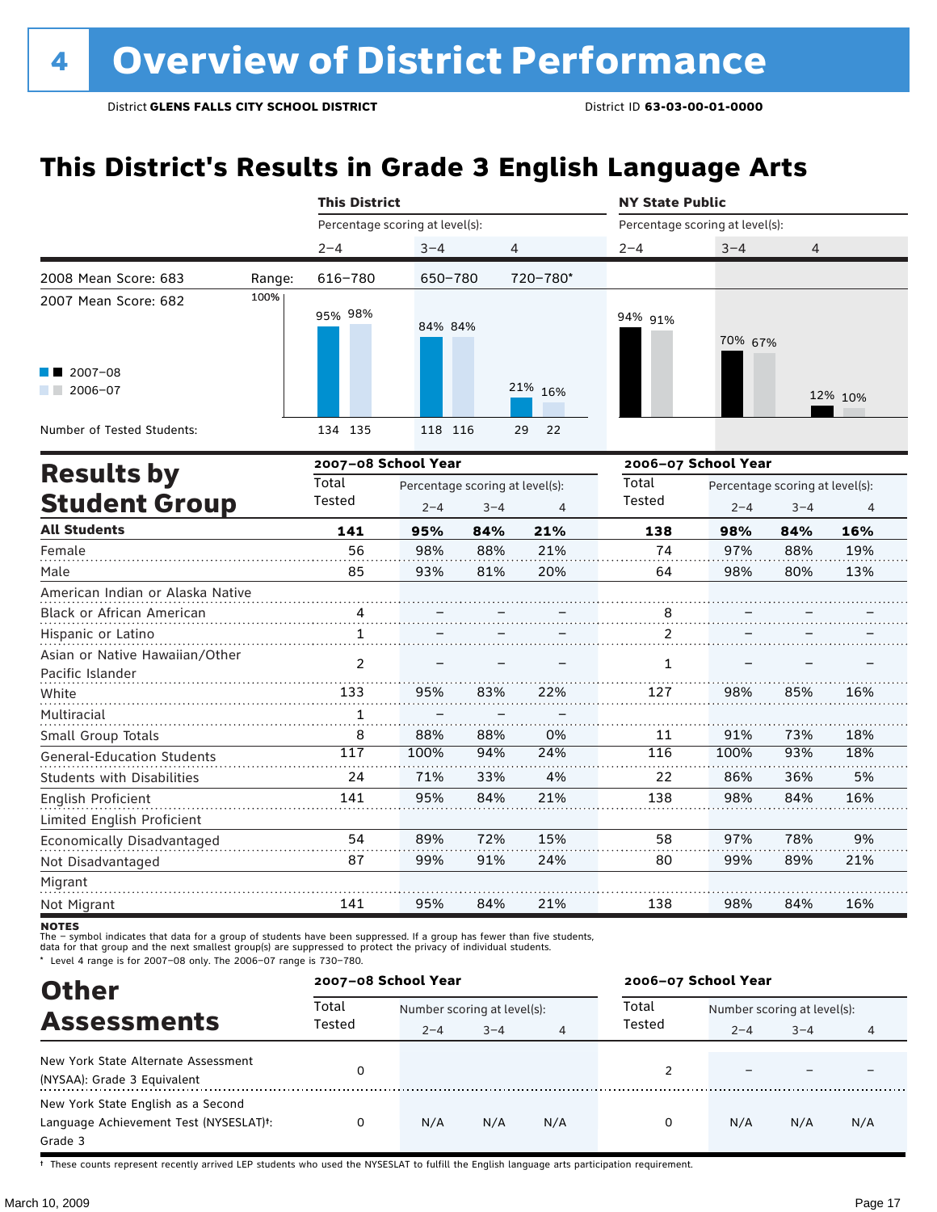# 4 Overview of District Performance

District **GLENS FALLS CITY SCHOOL DISTRICT** District ID **63-03-00-01-0000**

## This District's Results in Grade 3 English Language Arts

| | | This District | | | NY State Public | | |
|---|---|---|---|---|---|---|---|
| | | Percentage scoring at level(s): | | | Percentage scoring at level(s): | | |
| | | 2–4 | 3–4 | 4 | 2–4 | 3–4 | 4 |
| 2008 Mean Score: 683 | Range: | 616–780 | 650–780 | 720–780* | | | |
| 2007 Mean Score: 682 | | | | | | | |
| 2007–08 | | 95% | 84% | 21% | 94% | 70% | 12% |
| 2006–07 | | 98% | 84% | 16% | 91% | 67% | 10% |
| Number of Tested Students: 2007–08 | | 134 | 118 | 29 | | | |
| Number of Tested Students: 2006–07 | | 135 | 116 | 22 | | | |

## Results by Student Group

| | 2007–08 School Year | | | | 2006–07 School Year | | | |
|---|---|---|---|---|---|---|---|---|
| | Total Tested | Percentage scoring at level(s): | | | Total Tested | Percentage scoring at level(s): | | |
| | | 2–4 | 3–4 | 4 | | 2–4 | 3–4 | 4 |
| **All Students** | **141** | **95%** | **84%** | **21%** | **138** | **98%** | **84%** | **16%** |
| Female | 56 | 98% | 88% | 21% | 74 | 97% | 88% | 19% |
| Male | 85 | 93% | 81% | 20% | 64 | 98% | 80% | 13% |
| American Indian or Alaska Native | | | | | | | | |
| Black or African American | 4 | – | – | – | 8 | – | – | – |
| Hispanic or Latino | 1 | – | – | – | 2 | – | – | – |
| Asian or Native Hawaiian/Other Pacific Islander | 2 | – | – | – | 1 | – | – | – |
| White | 133 | 95% | 83% | 22% | 127 | 98% | 85% | 16% |
| Multiracial | 1 | – | – | – | | | | |
| Small Group Totals | 8 | 88% | 88% | 0% | 11 | 91% | 73% | 18% |
| General-Education Students | 117 | 100% | 94% | 24% | 116 | 100% | 93% | 18% |
| Students with Disabilities | 24 | 71% | 33% | 4% | 22 | 86% | 36% | 5% |
| English Proficient | 141 | 95% | 84% | 21% | 138 | 98% | 84% | 16% |
| Limited English Proficient | | | | | | | | |
| Economically Disadvantaged | 54 | 89% | 72% | 15% | 58 | 97% | 78% | 9% |
| Not Disadvantaged | 87 | 99% | 91% | 24% | 80 | 99% | 89% | 21% |
| Migrant | | | | | | | | |
| Not Migrant | 141 | 95% | 84% | 21% | 138 | 98% | 84% | 16% |

**NOTES**

The – symbol indicates that data for a group of students have been suppressed. If a group has fewer than five students, data for that group and the next smallest group(s) are suppressed to protect the privacy of individual students.

\* Level 4 range is for 2007–08 only. The 2006–07 range is 730–780.

## Other Assessments

| | 2007–08 School Year | | | | 2006–07 School Year | | | |
|---|---|---|---|---|---|---|---|---|
| | Total Tested | Number scoring at level(s): | | | Total Tested | Number scoring at level(s): | | |
| | | 2–4 | 3–4 | 4 | | 2–4 | 3–4 | 4 |
| New York State Alternate Assessment (NYSAA): Grade 3 Equivalent | 0 | | | | 2 | – | – | – |
| New York State English as a Second Language Achievement Test (NYSESLAT)†: Grade 3 | 0 | N/A | N/A | N/A | 0 | N/A | N/A | N/A |

† These counts represent recently arrived LEP students who used the NYSESLAT to fulfill the English language arts participation requirement.

March 10, 2009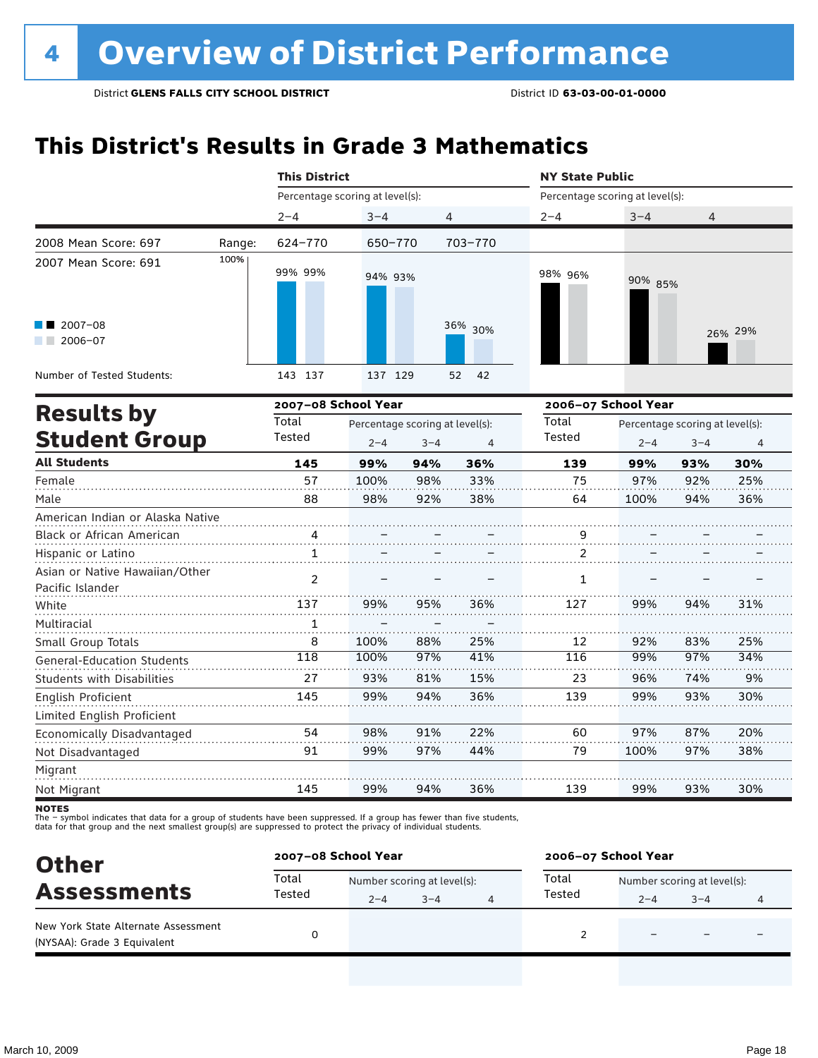# 4 Overview of District Performance

District **GLENS FALLS CITY SCHOOL DISTRICT** District ID **63-03-00-01-0000**

## This District's Results in Grade 3 Mathematics

| | This District | | | NY State Public | | |
|---|---|---|---|---|---|---|
| | Percentage scoring at level(s): | | | Percentage scoring at level(s): | | |
| | 2–4 | 3–4 | 4 | 2–4 | 3–4 | 4 |
| 2008 Mean Score: 697 — Range: | 624–770 | 650–770 | 703–770 | | | |
| 2007 Mean Score: 691 | | | | | | |
| 2007–08 | 99% | 94% | 36% | 98% | 90% | 26% |
| 2006–07 | 99% | 93% | 30% | 96% | 85% | 29% |
| Number of Tested Students: 2007–08 | 143 | 137 | 52 | | | |
| Number of Tested Students: 2006–07 | 137 | 129 | 42 | | | |

## Results by Student Group

| | 2007–08 School Year | | | | 2006–07 School Year | | | |
|---|---|---|---|---|---|---|---|---|
| | Total Tested | Percentage scoring at level(s): 2–4 | 3–4 | 4 | Total Tested | Percentage scoring at level(s): 2–4 | 3–4 | 4 |
| **All Students** | **145** | **99%** | **94%** | **36%** | **139** | **99%** | **93%** | **30%** |
| Female | 57 | 100% | 98% | 33% | 75 | 97% | 92% | 25% |
| Male | 88 | 98% | 92% | 38% | 64 | 100% | 94% | 36% |
| American Indian or Alaska Native | | | | | | | | |
| Black or African American | 4 | – | – | – | 9 | – | – | – |
| Hispanic or Latino | 1 | – | – | – | 2 | – | – | – |
| Asian or Native Hawaiian/Other Pacific Islander | 2 | – | – | – | 1 | – | – | – |
| White | 137 | 99% | 95% | 36% | 127 | 99% | 94% | 31% |
| Multiracial | 1 | – | – | – | | | | |
| Small Group Totals | 8 | 100% | 88% | 25% | 12 | 92% | 83% | 25% |
| General-Education Students | 118 | 100% | 97% | 41% | 116 | 99% | 97% | 34% |
| Students with Disabilities | 27 | 93% | 81% | 15% | 23 | 96% | 74% | 9% |
| English Proficient | 145 | 99% | 94% | 36% | 139 | 99% | 93% | 30% |
| Limited English Proficient | | | | | | | | |
| Economically Disadvantaged | 54 | 98% | 91% | 22% | 60 | 97% | 87% | 20% |
| Not Disadvantaged | 91 | 99% | 97% | 44% | 79 | 100% | 97% | 38% |
| Migrant | | | | | | | | |
| Not Migrant | 145 | 99% | 94% | 36% | 139 | 99% | 93% | 30% |

**NOTES**
The – symbol indicates that data for a group of students have been suppressed. If a group has fewer than five students, data for that group and the next smallest group(s) are suppressed to protect the privacy of individual students.

## Other Assessments

| | 2007–08 School Year | | | | 2006–07 School Year | | | |
|---|---|---|---|---|---|---|---|---|
| | Total Tested | Number scoring at level(s): 2–4 | 3–4 | 4 | Total Tested | Number scoring at level(s): 2–4 | 3–4 | 4 |
| New York State Alternate Assessment (NYSAA): Grade 3 Equivalent | 0 | | | | 2 | – | – | – |

March 10, 2009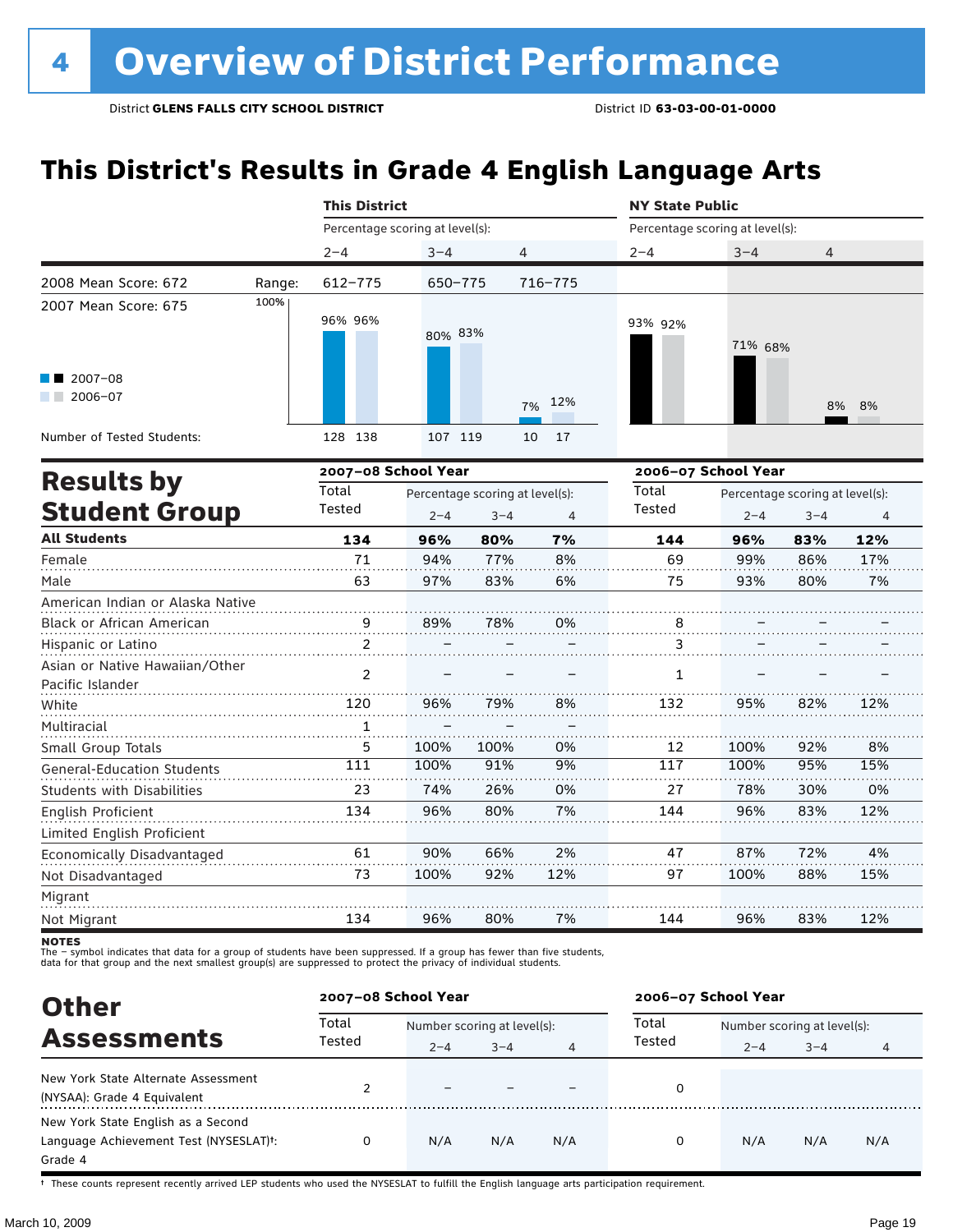# 4 Overview of District Performance

District **GLENS FALLS CITY SCHOOL DISTRICT** District ID **63-03-00-01-0000**

## This District's Results in Grade 4 English Language Arts

| | This District | | | NY State Public | | |
|---|---|---|---|---|---|---|
| | Percentage scoring at level(s): | | | Percentage scoring at level(s): | | |
| | 2–4 | 3–4 | 4 | 2–4 | 3–4 | 4 |
| 2008 Mean Score: 672 Range: | 612–775 | 650–775 | 716–775 | | | |
| 2007 Mean Score: 675 | | | | | | |
| 2007–08 | 96% | 80% | 7% | 93% | 71% | 8% |
| 2006–07 | 96% | 83% | 12% | 92% | 68% | 8% |
| Number of Tested Students (2007–08) | 128 | 107 | 10 | | | |
| Number of Tested Students (2006–07) | 138 | 119 | 17 | | | |

## Results by Student Group

| | 2007–08 School Year | | | | 2006–07 School Year | | | |
|---|---|---|---|---|---|---|---|---|
| | Total Tested | Percentage scoring at level(s): | | | Total Tested | Percentage scoring at level(s): | | |
| | | 2–4 | 3–4 | 4 | | 2–4 | 3–4 | 4 |
| **All Students** | **134** | **96%** | **80%** | **7%** | **144** | **96%** | **83%** | **12%** |
| Female | 71 | 94% | 77% | 8% | 69 | 99% | 86% | 17% |
| Male | 63 | 97% | 83% | 6% | 75 | 93% | 80% | 7% |
| American Indian or Alaska Native | | | | | | | | |
| Black or African American | 9 | 89% | 78% | 0% | 8 | – | – | – |
| Hispanic or Latino | 2 | – | – | – | 3 | – | – | – |
| Asian or Native Hawaiian/Other Pacific Islander | 2 | – | – | – | 1 | – | – | – |
| White | 120 | 96% | 79% | 8% | 132 | 95% | 82% | 12% |
| Multiracial | 1 | – | – | – | | | | |
| Small Group Totals | 5 | 100% | 100% | 0% | 12 | 100% | 92% | 8% |
| General-Education Students | 111 | 100% | 91% | 9% | 117 | 100% | 95% | 15% |
| Students with Disabilities | 23 | 74% | 26% | 0% | 27 | 78% | 30% | 0% |
| English Proficient | 134 | 96% | 80% | 7% | 144 | 96% | 83% | 12% |
| Limited English Proficient | | | | | | | | |
| Economically Disadvantaged | 61 | 90% | 66% | 2% | 47 | 87% | 72% | 4% |
| Not Disadvantaged | 73 | 100% | 92% | 12% | 97 | 100% | 88% | 15% |
| Migrant | | | | | | | | |
| Not Migrant | 134 | 96% | 80% | 7% | 144 | 96% | 83% | 12% |

**NOTES**
The – symbol indicates that data for a group of students have been suppressed. If a group has fewer than five students, data for that group and the next smallest group(s) are suppressed to protect the privacy of individual students.

## Other Assessments

| | 2007–08 School Year | | | | 2006–07 School Year | | | |
|---|---|---|---|---|---|---|---|---|
| | Total Tested | Number scoring at level(s): | | | Total Tested | Number scoring at level(s): | | |
| | | 2–4 | 3–4 | 4 | | 2–4 | 3–4 | 4 |
| New York State Alternate Assessment (NYSAA): Grade 4 Equivalent | 2 | – | – | – | 0 | | | |
| New York State English as a Second Language Achievement Test (NYSESLAT)†: Grade 4 | 0 | N/A | N/A | N/A | 0 | N/A | N/A | N/A |

† These counts represent recently arrived LEP students who used the NYSESLAT to fulfill the English language arts participation requirement.

March 10, 2009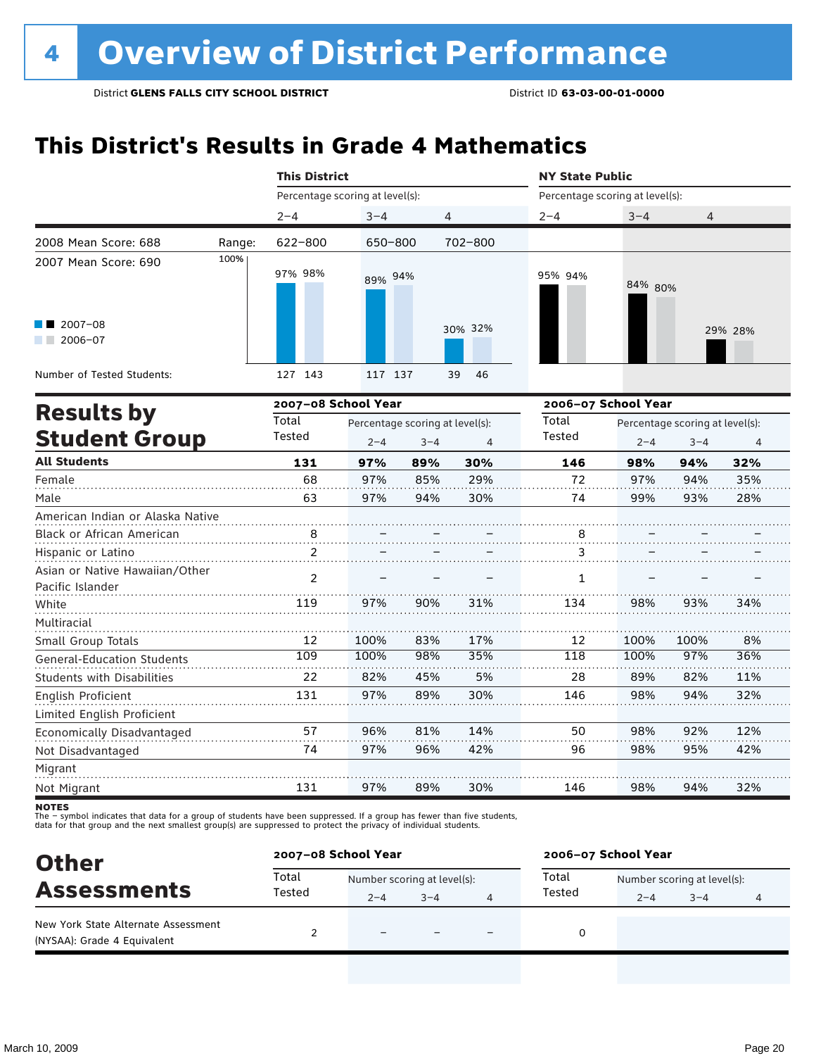# 4 Overview of District Performance

District **GLENS FALLS CITY SCHOOL DISTRICT** District ID **63-03-00-01-0000**

## This District's Results in Grade 4 Mathematics

| | This District | | | NY State Public | | |
|---|---|---|---|---|---|---|
| | Percentage scoring at level(s): | | | Percentage scoring at level(s): | | |
| | 2–4 | 3–4 | 4 | 2–4 | 3–4 | 4 |
| 2008 Mean Score: 688 — Range: | 622–800 | 650–800 | 702–800 | | | |
| 2007 Mean Score: 690 | | | | | | |
| 2007–08 | 97% | 89% | 30% | 95% | 84% | 29% |
| 2006–07 | 98% | 94% | 32% | 94% | 80% | 28% |
| Number of Tested Students: | 127 143 | 117 137 | 39 46 | | | |

## Results by Student Group

| | 2007–08 School Year | | | | 2006–07 School Year | | | |
|---|---|---|---|---|---|---|---|---|
| | Total Tested | Percentage scoring at level(s): 2–4 | 3–4 | 4 | Total Tested | Percentage scoring at level(s): 2–4 | 3–4 | 4 |
| **All Students** | **131** | **97%** | **89%** | **30%** | **146** | **98%** | **94%** | **32%** |
| Female | 68 | 97% | 85% | 29% | 72 | 97% | 94% | 35% |
| Male | 63 | 97% | 94% | 30% | 74 | 99% | 93% | 28% |
| American Indian or Alaska Native | | | | | | | | |
| Black or African American | 8 | – | – | – | 8 | – | – | – |
| Hispanic or Latino | 2 | – | – | – | 3 | – | – | – |
| Asian or Native Hawaiian/Other Pacific Islander | 2 | – | – | – | 1 | – | – | – |
| White | 119 | 97% | 90% | 31% | 134 | 98% | 93% | 34% |
| Multiracial | | | | | | | | |
| Small Group Totals | 12 | 100% | 83% | 17% | 12 | 100% | 100% | 8% |
| General-Education Students | 109 | 100% | 98% | 35% | 118 | 100% | 97% | 36% |
| Students with Disabilities | 22 | 82% | 45% | 5% | 28 | 89% | 82% | 11% |
| English Proficient | 131 | 97% | 89% | 30% | 146 | 98% | 94% | 32% |
| Limited English Proficient | | | | | | | | |
| Economically Disadvantaged | 57 | 96% | 81% | 14% | 50 | 98% | 92% | 12% |
| Not Disadvantaged | 74 | 97% | 96% | 42% | 96 | 98% | 95% | 42% |
| Migrant | | | | | | | | |
| Not Migrant | 131 | 97% | 89% | 30% | 146 | 98% | 94% | 32% |

**NOTES**
The – symbol indicates that data for a group of students have been suppressed. If a group has fewer than five students, data for that group and the next smallest group(s) are suppressed to protect the privacy of individual students.

## Other Assessments

| | 2007–08 School Year | | | | 2006–07 School Year | | | |
|---|---|---|---|---|---|---|---|---|
| | Total Tested | Number scoring at level(s): 2–4 | 3–4 | 4 | Total Tested | Number scoring at level(s): 2–4 | 3–4 | 4 |
| New York State Alternate Assessment (NYSAA): Grade 4 Equivalent | 2 | – | – | – | 0 | | | |

March 10, 2009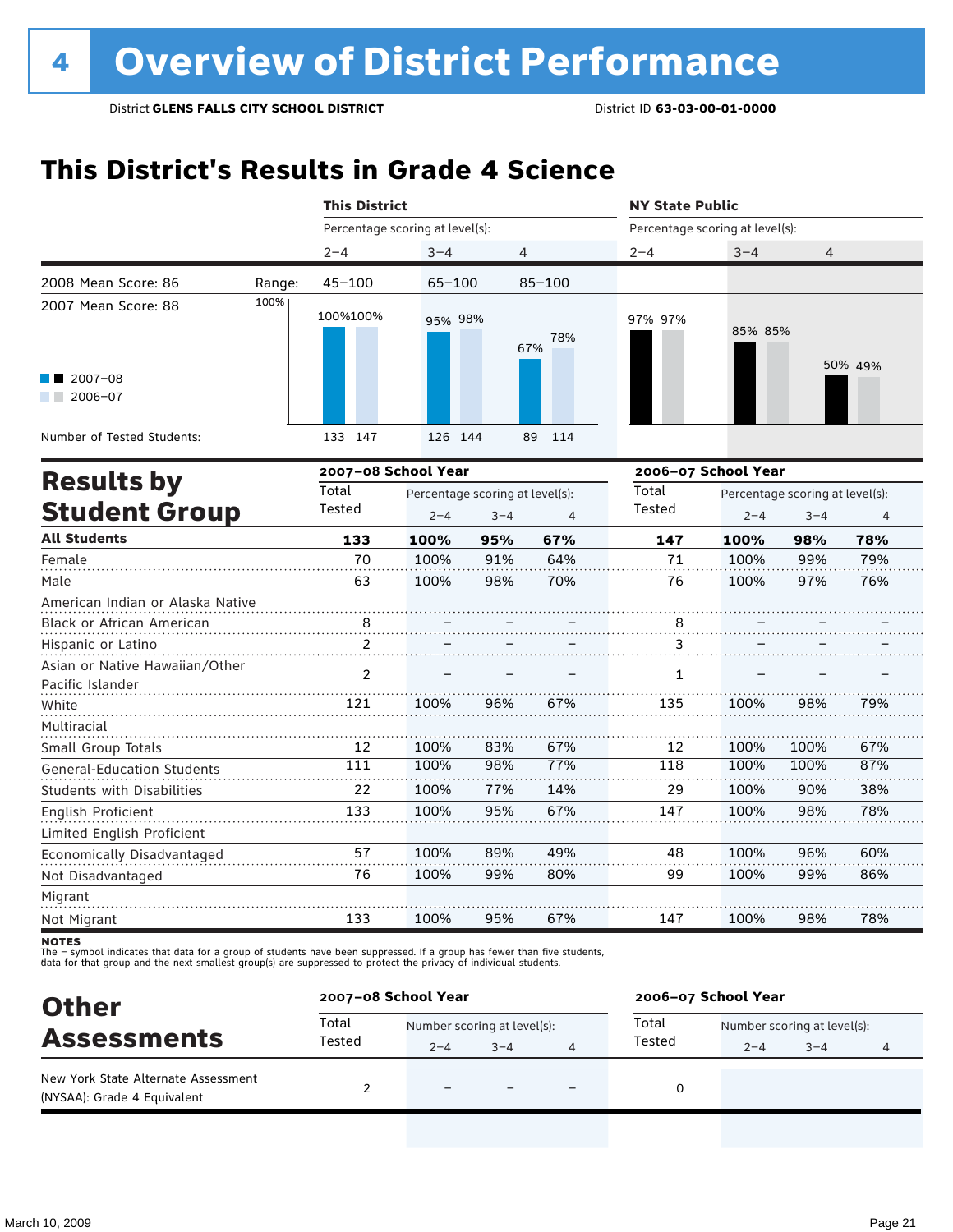# 4 Overview of District Performance

District **GLENS FALLS CITY SCHOOL DISTRICT** District ID **63-03-00-01-0000**

## This District's Results in Grade 4 Science

| | This District 2–4 | This District 3–4 | This District 4 | NY State Public 2–4 | NY State Public 3–4 | NY State Public 4 |
|---|---|---|---|---|---|---|
| Range: | 45–100 | 65–100 | 85–100 | | | |
| 2007–08 | 100% | 95% | 67% | 97% | 85% | 50% |
| 2006–07 | 100% | 98% | 78% | 97% | 85% | 49% |
| Number of Tested Students (2007–08) | 133 | 126 | 89 | | | |
| Number of Tested Students (2006–07) | 147 | 144 | 114 | | | |

2008 Mean Score: 86

2007 Mean Score: 88

## Results by Student Group

| | 2007–08 Total Tested | 2007–08 % at 2–4 | 2007–08 % at 3–4 | 2007–08 % at 4 | 2006–07 Total Tested | 2006–07 % at 2–4 | 2006–07 % at 3–4 | 2006–07 % at 4 |
|---|---|---|---|---|---|---|---|---|
| **All Students** | **133** | **100%** | **95%** | **67%** | **147** | **100%** | **98%** | **78%** |
| Female | 70 | 100% | 91% | 64% | 71 | 100% | 99% | 79% |
| Male | 63 | 100% | 98% | 70% | 76 | 100% | 97% | 76% |
| American Indian or Alaska Native | | | | | | | | |
| Black or African American | 8 | – | – | – | 8 | – | – | – |
| Hispanic or Latino | 2 | – | – | – | 3 | – | – | – |
| Asian or Native Hawaiian/Other Pacific Islander | 2 | – | – | – | 1 | – | – | – |
| White | 121 | 100% | 96% | 67% | 135 | 100% | 98% | 79% |
| Multiracial | | | | | | | | |
| Small Group Totals | 12 | 100% | 83% | 67% | 12 | 100% | 100% | 67% |
| General-Education Students | 111 | 100% | 98% | 77% | 118 | 100% | 100% | 87% |
| Students with Disabilities | 22 | 100% | 77% | 14% | 29 | 100% | 90% | 38% |
| English Proficient | 133 | 100% | 95% | 67% | 147 | 100% | 98% | 78% |
| Limited English Proficient | | | | | | | | |
| Economically Disadvantaged | 57 | 100% | 89% | 49% | 48 | 100% | 96% | 60% |
| Not Disadvantaged | 76 | 100% | 99% | 80% | 99 | 100% | 99% | 86% |
| Migrant | | | | | | | | |
| Not Migrant | 133 | 100% | 95% | 67% | 147 | 100% | 98% | 78% |

**NOTES**
The – symbol indicates that data for a group of students have been suppressed. If a group has fewer than five students, data for that group and the next smallest group(s) are suppressed to protect the privacy of individual students.

## Other Assessments

| | 2007–08 Total Tested | 2007–08 Number at 2–4 | 2007–08 Number at 3–4 | 2007–08 Number at 4 | 2006–07 Total Tested | 2006–07 Number at 2–4 | 2006–07 Number at 3–4 | 2006–07 Number at 4 |
|---|---|---|---|---|---|---|---|---|
| New York State Alternate Assessment (NYSAA): Grade 4 Equivalent | 2 | – | – | – | 0 | | | |

March 10, 2009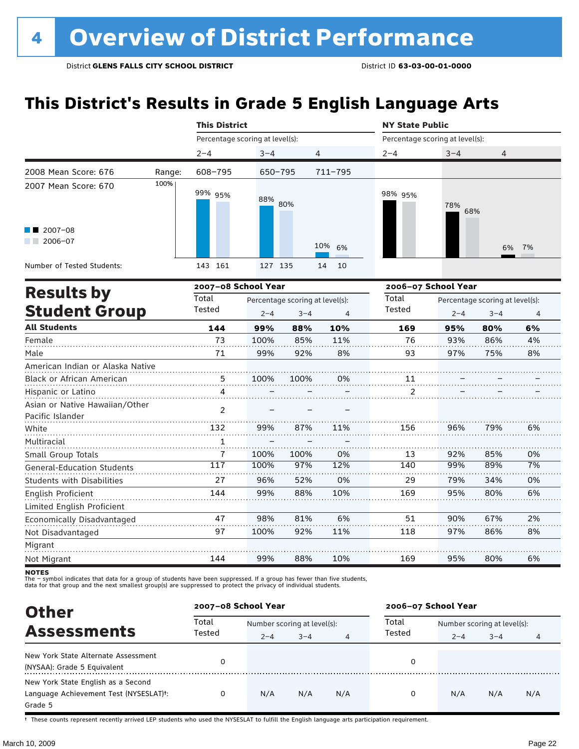# 4 Overview of District Performance

District **GLENS FALLS CITY SCHOOL DISTRICT** District ID **63-03-00-01-0000**

## This District's Results in Grade 5 English Language Arts

| | | This District | | | NY State Public | | |
|---|---|---|---|---|---|---|---|
| | | Percentage scoring at level(s): | | | Percentage scoring at level(s): | | |
| | | 2–4 | 3–4 | 4 | 2–4 | 3–4 | 4 |
| 2008 Mean Score: 676 | Range: | 608–795 | 650–795 | 711–795 | | | |
| 2007 Mean Score: 670 | 2007–08 | 99% | 88% | 10% | 98% | 78% | 6% |
| | 2006–07 | 95% | 80% | 6% | 95% | 68% | 7% |
| Number of Tested Students: | 2007–08 | 143 | 127 | 14 | | | |
| | 2006–07 | 161 | 135 | 10 | | | |

## Results by Student Group

| | 2007–08 School Year | | | | 2006–07 School Year | | | |
|---|---|---|---|---|---|---|---|---|
| | Total Tested | Percentage scoring at level(s): 2–4 | 3–4 | 4 | Total Tested | Percentage scoring at level(s): 2–4 | 3–4 | 4 |
| **All Students** | **144** | **99%** | **88%** | **10%** | **169** | **95%** | **80%** | **6%** |
| Female | 73 | 100% | 85% | 11% | 76 | 93% | 86% | 4% |
| Male | 71 | 99% | 92% | 8% | 93 | 97% | 75% | 8% |
| American Indian or Alaska Native | | | | | | | | |
| Black or African American | 5 | 100% | 100% | 0% | 11 | – | – | – |
| Hispanic or Latino | 4 | – | – | – | 2 | – | – | – |
| Asian or Native Hawaiian/Other Pacific Islander | 2 | – | – | – | | | | |
| White | 132 | 99% | 87% | 11% | 156 | 96% | 79% | 6% |
| Multiracial | 1 | – | – | – | | | | |
| Small Group Totals | 7 | 100% | 100% | 0% | 13 | 92% | 85% | 0% |
| General-Education Students | 117 | 100% | 97% | 12% | 140 | 99% | 89% | 7% |
| Students with Disabilities | 27 | 96% | 52% | 0% | 29 | 79% | 34% | 0% |
| English Proficient | 144 | 99% | 88% | 10% | 169 | 95% | 80% | 6% |
| Limited English Proficient | | | | | | | | |
| Economically Disadvantaged | 47 | 98% | 81% | 6% | 51 | 90% | 67% | 2% |
| Not Disadvantaged | 97 | 100% | 92% | 11% | 118 | 97% | 86% | 8% |
| Migrant | | | | | | | | |
| Not Migrant | 144 | 99% | 88% | 10% | 169 | 95% | 80% | 6% |

**NOTES**
The – symbol indicates that data for a group of students have been suppressed. If a group has fewer than five students, data for that group and the next smallest group(s) are suppressed to protect the privacy of individual students.

## Other Assessments

| | 2007–08 School Year | | | | 2006–07 School Year | | | |
|---|---|---|---|---|---|---|---|---|
| | Total Tested | Number scoring at level(s): 2–4 | 3–4 | 4 | Total Tested | Number scoring at level(s): 2–4 | 3–4 | 4 |
| New York State Alternate Assessment (NYSAA): Grade 5 Equivalent | 0 | | | | 0 | | | |
| New York State English as a Second Language Achievement Test (NYSESLAT)†: Grade 5 | 0 | N/A | N/A | N/A | 0 | N/A | N/A | N/A |

† These counts represent recently arrived LEP students who used the NYSESLAT to fulfill the English language arts participation requirement.

March 10, 2009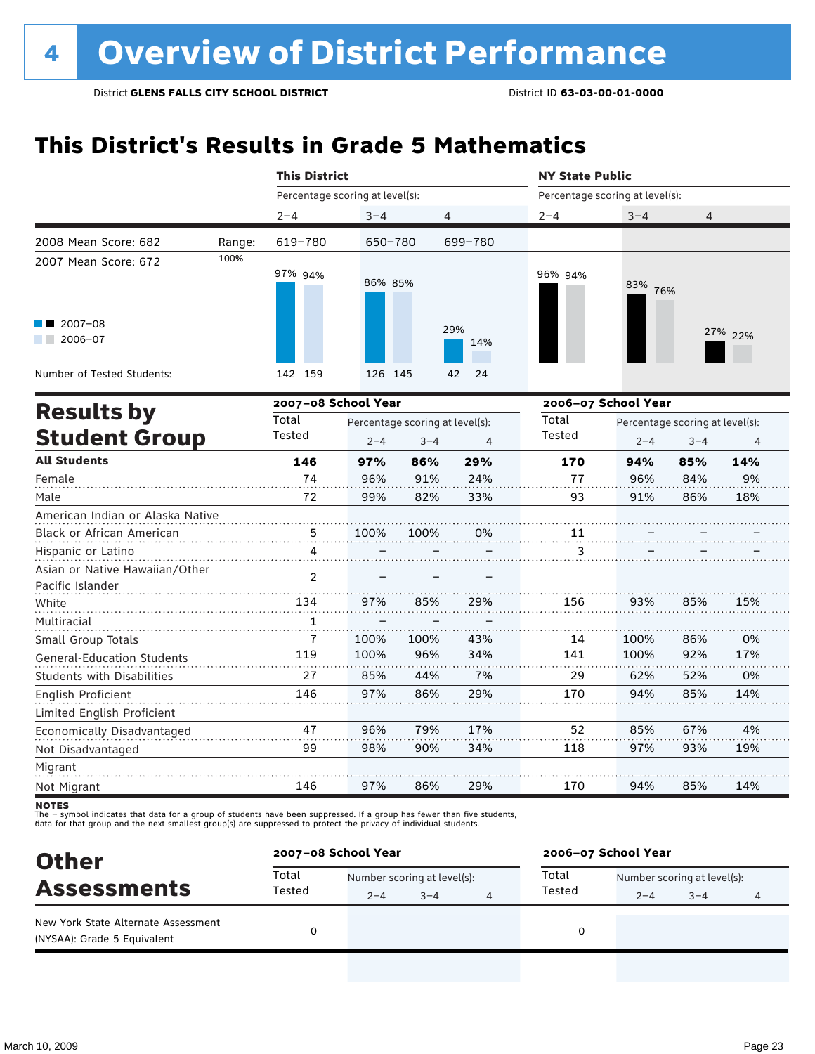# 4 Overview of District Performance

District **GLENS FALLS CITY SCHOOL DISTRICT** District ID **63-03-00-01-0000**

## This District's Results in Grade 5 Mathematics

| | This District 2–4 | This District 3–4 | This District 4 | NY State Public 2–4 | NY State Public 3–4 | NY State Public 4 |
|---|---|---|---|---|---|---|
| 2008 Mean Score: 682 — Range: | 619–780 | 650–780 | 699–780 | | | |
| 2007 Mean Score: 672 | | | | | | |
| 2007–08 | 97% | 86% | 29% | 96% | 83% | 27% |
| 2006–07 | 94% | 85% | 14% | 94% | 76% | 22% |
| Number of Tested Students: 2007–08 | 142 | 126 | 42 | | | |
| Number of Tested Students: 2006–07 | 159 | 145 | 24 | | | |

## Results by Student Group

| | 2007–08 Total Tested | 2007–08 2–4 | 2007–08 3–4 | 2007–08 4 | 2006–07 Total Tested | 2006–07 2–4 | 2006–07 3–4 | 2006–07 4 |
|---|---|---|---|---|---|---|---|---|
| **All Students** | **146** | **97%** | **86%** | **29%** | **170** | **94%** | **85%** | **14%** |
| Female | 74 | 96% | 91% | 24% | 77 | 96% | 84% | 9% |
| Male | 72 | 99% | 82% | 33% | 93 | 91% | 86% | 18% |
| American Indian or Alaska Native | | | | | | | | |
| Black or African American | 5 | 100% | 100% | 0% | 11 | – | – | – |
| Hispanic or Latino | 4 | – | – | – | 3 | – | – | – |
| Asian or Native Hawaiian/Other Pacific Islander | 2 | – | – | – | | | | |
| White | 134 | 97% | 85% | 29% | 156 | 93% | 85% | 15% |
| Multiracial | 1 | – | – | – | | | | |
| Small Group Totals | 7 | 100% | 100% | 43% | 14 | 100% | 86% | 0% |
| General-Education Students | 119 | 100% | 96% | 34% | 141 | 100% | 92% | 17% |
| Students with Disabilities | 27 | 85% | 44% | 7% | 29 | 62% | 52% | 0% |
| English Proficient | 146 | 97% | 86% | 29% | 170 | 94% | 85% | 14% |
| Limited English Proficient | | | | | | | | |
| Economically Disadvantaged | 47 | 96% | 79% | 17% | 52 | 85% | 67% | 4% |
| Not Disadvantaged | 99 | 98% | 90% | 34% | 118 | 97% | 93% | 19% |
| Migrant | | | | | | | | |
| Not Migrant | 146 | 97% | 86% | 29% | 170 | 94% | 85% | 14% |

**NOTES**
The – symbol indicates that data for a group of students have been suppressed. If a group has fewer than five students, data for that group and the next smallest group(s) are suppressed to protect the privacy of individual students.

## Other Assessments

| | 2007–08 Total Tested | 2007–08 2–4 | 2007–08 3–4 | 2007–08 4 | 2006–07 Total Tested | 2006–07 2–4 | 2006–07 3–4 | 2006–07 4 |
|---|---|---|---|---|---|---|---|---|
| New York State Alternate Assessment (NYSAA): Grade 5 Equivalent | 0 | | | | 0 | | | |

March 10, 2009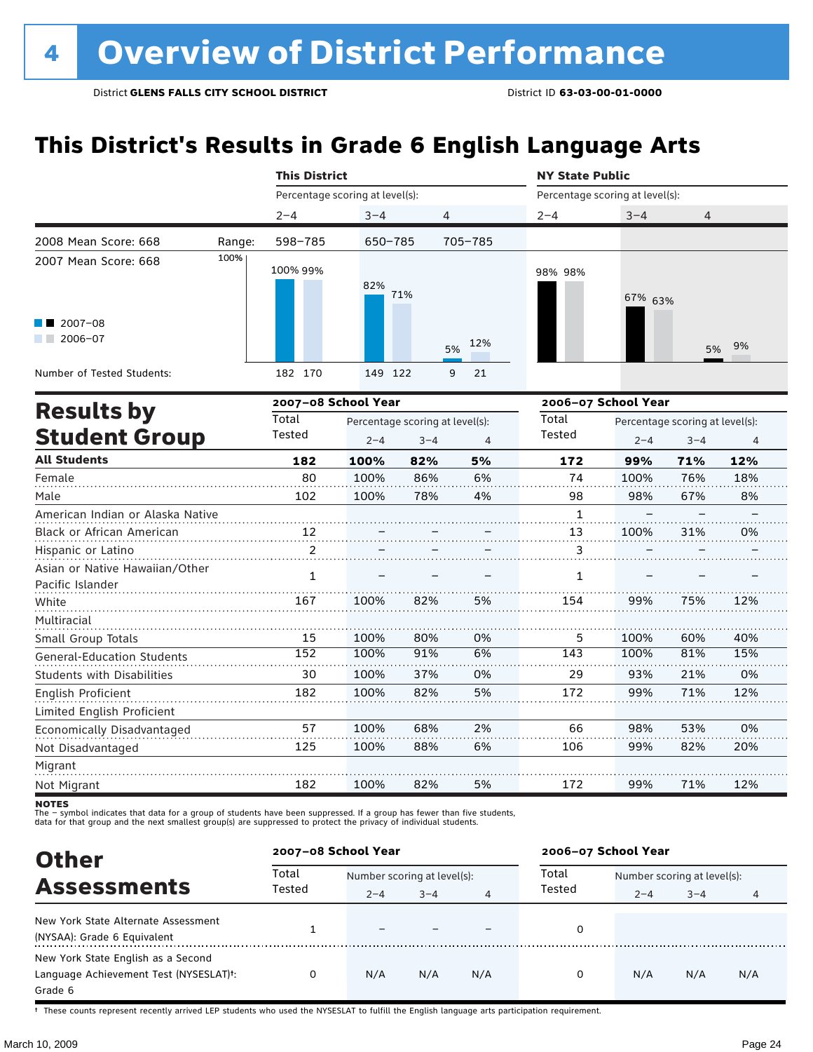# 4 Overview of District Performance

District **GLENS FALLS CITY SCHOOL DISTRICT** District ID **63-03-00-01-0000**

## This District's Results in Grade 6 English Language Arts

| | This District | | | NY State Public | | |
|---|---|---|---|---|---|---|
| | Percentage scoring at level(s): | | | Percentage scoring at level(s): | | |
| | 2–4 | 3–4 | 4 | 2–4 | 3–4 | 4 |
| 2008 Mean Score: 668 — Range: | 598–785 | 650–785 | 705–785 | | | |
| 2007 Mean Score: 668 | | | | | | |
| 2007–08 | 100% | 82% | 5% | 98% | 67% | 5% |
| 2006–07 | 99% | 71% | 12% | 98% | 63% | 9% |
| Number of Tested Students (2007–08) | 182 | 149 | 9 | | | |
| Number of Tested Students (2006–07) | 170 | 122 | 21 | | | |

## Results by Student Group

| | 2007–08 School Year | | | | 2006–07 School Year | | | |
|---|---|---|---|---|---|---|---|---|
| | Total Tested | Percentage scoring at level(s): | | | Total Tested | Percentage scoring at level(s): | | |
| | | 2–4 | 3–4 | 4 | | 2–4 | 3–4 | 4 |
| **All Students** | **182** | **100%** | **82%** | **5%** | **172** | **99%** | **71%** | **12%** |
| Female | 80 | 100% | 86% | 6% | 74 | 100% | 76% | 18% |
| Male | 102 | 100% | 78% | 4% | 98 | 98% | 67% | 8% |
| American Indian or Alaska Native | | | | | 1 | – | – | – |
| Black or African American | 12 | – | – | – | 13 | 100% | 31% | 0% |
| Hispanic or Latino | 2 | – | – | – | 3 | – | – | – |
| Asian or Native Hawaiian/Other Pacific Islander | 1 | – | – | – | 1 | – | – | – |
| White | 167 | 100% | 82% | 5% | 154 | 99% | 75% | 12% |
| Multiracial | | | | | | | | |
| Small Group Totals | 15 | 100% | 80% | 0% | 5 | 100% | 60% | 40% |
| General-Education Students | 152 | 100% | 91% | 6% | 143 | 100% | 81% | 15% |
| Students with Disabilities | 30 | 100% | 37% | 0% | 29 | 93% | 21% | 0% |
| English Proficient | 182 | 100% | 82% | 5% | 172 | 99% | 71% | 12% |
| Limited English Proficient | | | | | | | | |
| Economically Disadvantaged | 57 | 100% | 68% | 2% | 66 | 98% | 53% | 0% |
| Not Disadvantaged | 125 | 100% | 88% | 6% | 106 | 99% | 82% | 20% |
| Migrant | | | | | | | | |
| Not Migrant | 182 | 100% | 82% | 5% | 172 | 99% | 71% | 12% |

**NOTES**
The – symbol indicates that data for a group of students have been suppressed. If a group has fewer than five students, data for that group and the next smallest group(s) are suppressed to protect the privacy of individual students.

## Other Assessments

| | 2007–08 School Year | | | | 2006–07 School Year | | | |
|---|---|---|---|---|---|---|---|---|
| | Total Tested | Number scoring at level(s): | | | Total Tested | Number scoring at level(s): | | |
| | | 2–4 | 3–4 | 4 | | 2–4 | 3–4 | 4 |
| New York State Alternate Assessment (NYSAA): Grade 6 Equivalent | 1 | – | – | – | 0 | | | |
| New York State English as a Second Language Achievement Test (NYSESLAT)†: Grade 6 | 0 | N/A | N/A | N/A | 0 | N/A | N/A | N/A |

† These counts represent recently arrived LEP students who used the NYSESLAT to fulfill the English language arts participation requirement.

March 10, 2009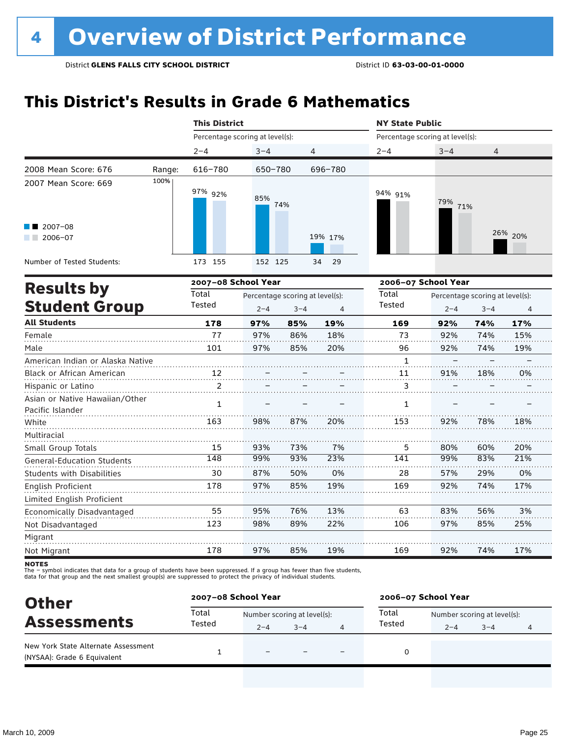# 4 Overview of District Performance

District **GLENS FALLS CITY SCHOOL DISTRICT** District ID **63-03-00-01-0000**

## This District's Results in Grade 6 Mathematics

| | | This District | | | NY State Public | | |
|---|---|---|---|---|---|---|---|
| | | Percentage scoring at level(s): | | | Percentage scoring at level(s): | | |
| | | 2–4 | 3–4 | 4 | 2–4 | 3–4 | 4 |
| 2008 Mean Score: 676 | Range: | 616–780 | 650–780 | 696–780 | | | |
| 2007 Mean Score: 669 | | | | | | | |
| 2007–08 | | 97% | 85% | 19% | 94% | 79% | 26% |
| 2006–07 | | 92% | 74% | 17% | 91% | 71% | 20% |
| Number of Tested Students: 2007–08 | | 173 | 152 | 34 | | | |
| Number of Tested Students: 2006–07 | | 155 | 125 | 29 | | | |

## Results by Student Group

| | 2007–08 School Year | | | | 2006–07 School Year | | | |
|---|---|---|---|---|---|---|---|---|
| | Total Tested | Percentage scoring at level(s): | | | Total Tested | Percentage scoring at level(s): | | |
| | | 2–4 | 3–4 | 4 | | 2–4 | 3–4 | 4 |
| **All Students** | **178** | **97%** | **85%** | **19%** | **169** | **92%** | **74%** | **17%** |
| Female | 77 | 97% | 86% | 18% | 73 | 92% | 74% | 15% |
| Male | 101 | 97% | 85% | 20% | 96 | 92% | 74% | 19% |
| American Indian or Alaska Native | | | | | 1 | – | – | – |
| Black or African American | 12 | – | – | – | 11 | 91% | 18% | 0% |
| Hispanic or Latino | 2 | – | – | – | 3 | – | – | – |
| Asian or Native Hawaiian/Other Pacific Islander | 1 | – | – | – | 1 | – | – | – |
| White | 163 | 98% | 87% | 20% | 153 | 92% | 78% | 18% |
| Multiracial | | | | | | | | |
| Small Group Totals | 15 | 93% | 73% | 7% | 5 | 80% | 60% | 20% |
| General-Education Students | 148 | 99% | 93% | 23% | 141 | 99% | 83% | 21% |
| Students with Disabilities | 30 | 87% | 50% | 0% | 28 | 57% | 29% | 0% |
| English Proficient | 178 | 97% | 85% | 19% | 169 | 92% | 74% | 17% |
| Limited English Proficient | | | | | | | | |
| Economically Disadvantaged | 55 | 95% | 76% | 13% | 63 | 83% | 56% | 3% |
| Not Disadvantaged | 123 | 98% | 89% | 22% | 106 | 97% | 85% | 25% |
| Migrant | | | | | | | | |
| Not Migrant | 178 | 97% | 85% | 19% | 169 | 92% | 74% | 17% |

**NOTES**
The – symbol indicates that data for a group of students have been suppressed. If a group has fewer than five students, data for that group and the next smallest group(s) are suppressed to protect the privacy of individual students.

## Other Assessments

| | 2007–08 School Year | | | | 2006–07 School Year | | | |
|---|---|---|---|---|---|---|---|---|
| | Total Tested | Number scoring at level(s): | | | Total Tested | Number scoring at level(s): | | |
| | | 2–4 | 3–4 | 4 | | 2–4 | 3–4 | 4 |
| New York State Alternate Assessment (NYSAA): Grade 6 Equivalent | 1 | – | – | – | 0 | | | |

March 10, 2009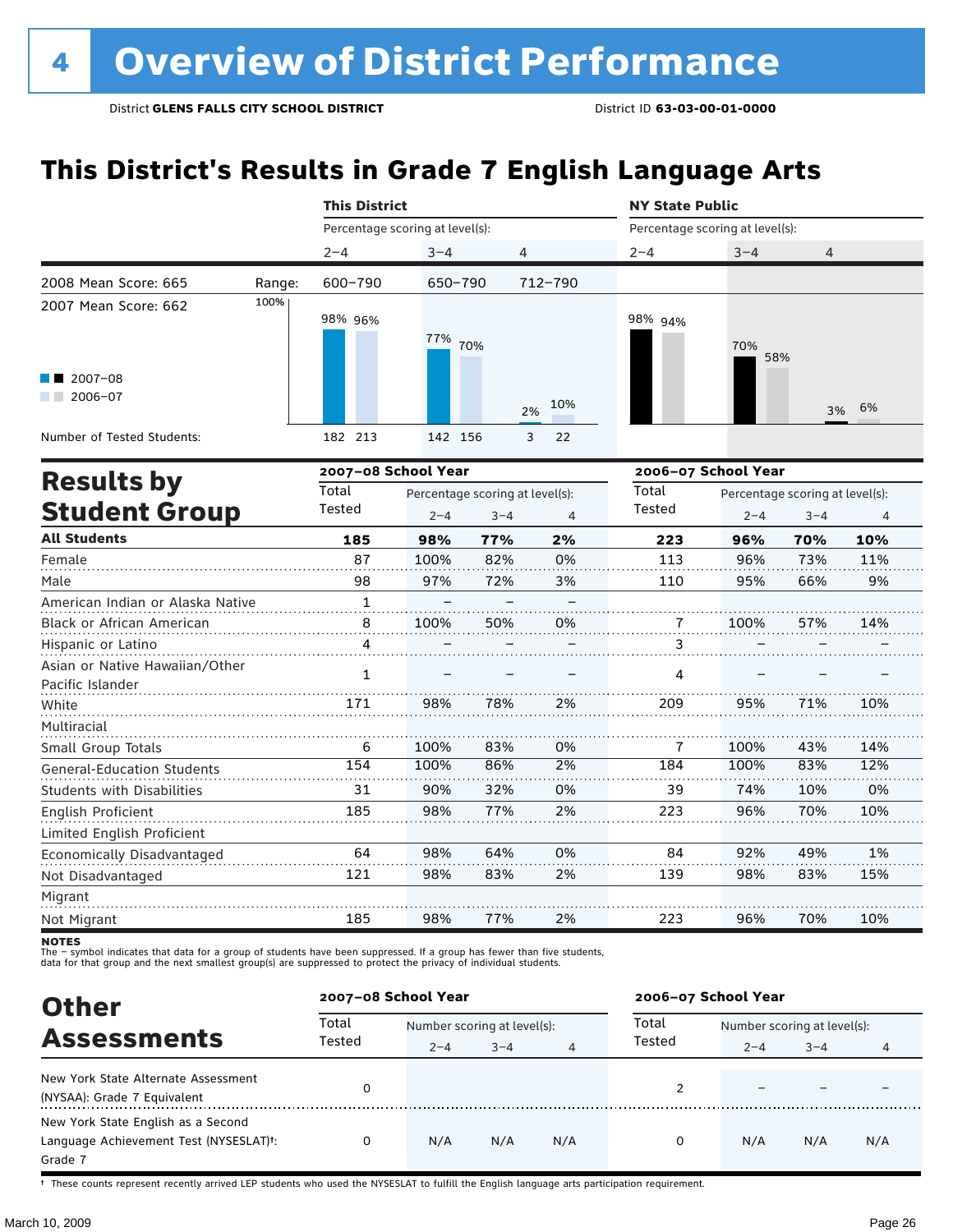# 4 Overview of District Performance

District **GLENS FALLS CITY SCHOOL DISTRICT** District ID **63-03-00-01-0000**

## This District's Results in Grade 7 English Language Arts

| | | This District | | | NY State Public | | |
|---|---|---|---|---|---|---|---|
| | | Percentage scoring at level(s): | | | Percentage scoring at level(s): | | |
| | | 2–4 | 3–4 | 4 | 2–4 | 3–4 | 4 |
| 2008 Mean Score: 665 | Range: | 600–790 | 650–790 | 712–790 | | | |
| 2007 Mean Score: 662 | | | | | | | |
| 2007–08 | | 98% | 77% | 2% | 98% | 70% | 3% |
| 2006–07 | | 96% | 70% | 10% | 94% | 58% | 6% |
| Number of Tested Students: 2007–08 | | 182 | 142 | 3 | | | |
| Number of Tested Students: 2006–07 | | 213 | 156 | 22 | | | |

## Results by Student Group

| | 2007–08 School Year | | | | 2006–07 School Year | | | |
|---|---|---|---|---|---|---|---|---|
| | Total Tested | Percentage scoring at level(s): 2–4 | 3–4 | 4 | Total Tested | Percentage scoring at level(s): 2–4 | 3–4 | 4 |
| **All Students** | **185** | **98%** | **77%** | **2%** | **223** | **96%** | **70%** | **10%** |
| Female | 87 | 100% | 82% | 0% | 113 | 96% | 73% | 11% |
| Male | 98 | 97% | 72% | 3% | 110 | 95% | 66% | 9% |
| American Indian or Alaska Native | 1 | – | – | – | | | | |
| Black or African American | 8 | 100% | 50% | 0% | 7 | 100% | 57% | 14% |
| Hispanic or Latino | 4 | – | – | – | 3 | – | – | – |
| Asian or Native Hawaiian/Other Pacific Islander | 1 | – | – | – | 4 | – | – | – |
| White | 171 | 98% | 78% | 2% | 209 | 95% | 71% | 10% |
| Multiracial | | | | | | | | |
| Small Group Totals | 6 | 100% | 83% | 0% | 7 | 100% | 43% | 14% |
| General-Education Students | 154 | 100% | 86% | 2% | 184 | 100% | 83% | 12% |
| Students with Disabilities | 31 | 90% | 32% | 0% | 39 | 74% | 10% | 0% |
| English Proficient | 185 | 98% | 77% | 2% | 223 | 96% | 70% | 10% |
| Limited English Proficient | | | | | | | | |
| Economically Disadvantaged | 64 | 98% | 64% | 0% | 84 | 92% | 49% | 1% |
| Not Disadvantaged | 121 | 98% | 83% | 2% | 139 | 98% | 83% | 15% |
| Migrant | | | | | | | | |
| Not Migrant | 185 | 98% | 77% | 2% | 223 | 96% | 70% | 10% |

**NOTES**
The – symbol indicates that data for a group of students have been suppressed. If a group has fewer than five students, data for that group and the next smallest group(s) are suppressed to protect the privacy of individual students.

## Other Assessments

| | 2007–08 School Year | | | | 2006–07 School Year | | | |
|---|---|---|---|---|---|---|---|---|
| | Total Tested | Number scoring at level(s): 2–4 | 3–4 | 4 | Total Tested | Number scoring at level(s): 2–4 | 3–4 | 4 |
| New York State Alternate Assessment (NYSAA): Grade 7 Equivalent | 0 | | | | 2 | – | – | – |
| New York State English as a Second Language Achievement Test (NYSESLAT)†: Grade 7 | 0 | N/A | N/A | N/A | 0 | N/A | N/A | N/A |

† These counts represent recently arrived LEP students who used the NYSESLAT to fulfill the English language arts participation requirement.

March 10, 2009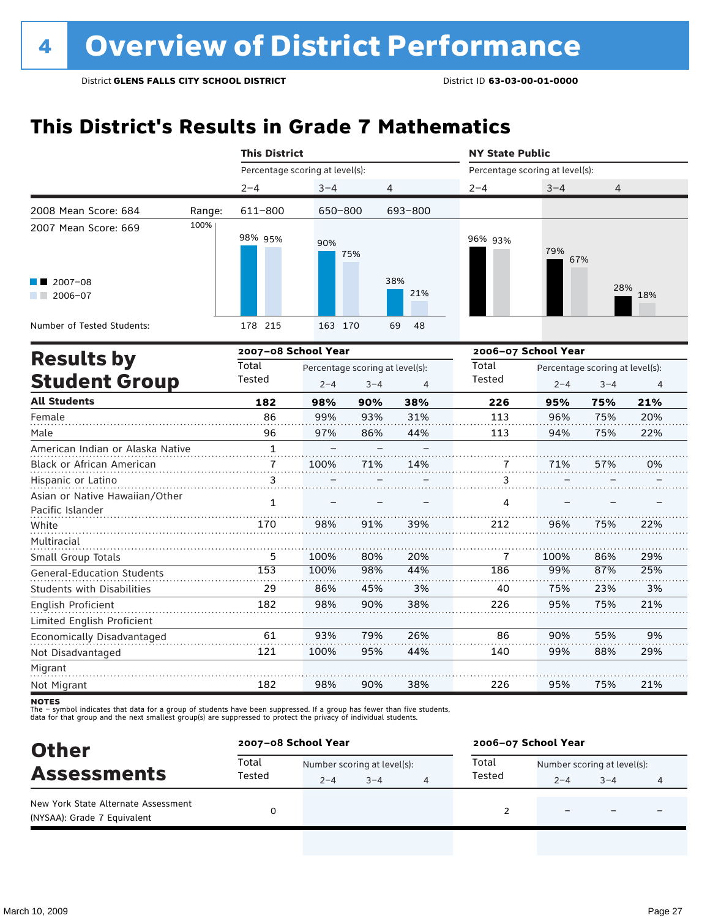# 4 Overview of District Performance

District **GLENS FALLS CITY SCHOOL DISTRICT** District ID **63-03-00-01-0000**

## This District's Results in Grade 7 Mathematics

| | | This District | | | NY State Public | | |
|---|---|---|---|---|---|---|---|
| | | Percentage scoring at level(s): | | | Percentage scoring at level(s): | | |
| | | 2–4 | 3–4 | 4 | 2–4 | 3–4 | 4 |
| 2008 Mean Score: 684 | Range: | 611–800 | 650–800 | 693–800 | | | |
| 2007 Mean Score: 669 | | | | | | | |
| 2007–08 | | 98% | 90% | 38% | 96% | 79% | 28% |
| 2006–07 | | 95% | 75% | 21% | 93% | 67% | 18% |
| Number of Tested Students: 2007–08 | | 178 | 163 | 69 | | | |
| Number of Tested Students: 2006–07 | | 215 | 170 | 48 | | | |

## Results by Student Group

| | 2007–08 School Year | | | | 2006–07 School Year | | | |
|---|---|---|---|---|---|---|---|---|
| | Total Tested | Percentage scoring at level(s): | | | Total Tested | Percentage scoring at level(s): | | |
| | | 2–4 | 3–4 | 4 | | 2–4 | 3–4 | 4 |
| **All Students** | **182** | **98%** | **90%** | **38%** | **226** | **95%** | **75%** | **21%** |
| Female | 86 | 99% | 93% | 31% | 113 | 96% | 75% | 20% |
| Male | 96 | 97% | 86% | 44% | 113 | 94% | 75% | 22% |
| American Indian or Alaska Native | 1 | – | – | – | | | | |
| Black or African American | 7 | 100% | 71% | 14% | 7 | 71% | 57% | 0% |
| Hispanic or Latino | 3 | – | – | – | 3 | – | – | – |
| Asian or Native Hawaiian/Other Pacific Islander | 1 | – | – | – | 4 | – | – | – |
| White | 170 | 98% | 91% | 39% | 212 | 96% | 75% | 22% |
| Multiracial | | | | | | | | |
| Small Group Totals | 5 | 100% | 80% | 20% | 7 | 100% | 86% | 29% |
| General-Education Students | 153 | 100% | 98% | 44% | 186 | 99% | 87% | 25% |
| Students with Disabilities | 29 | 86% | 45% | 3% | 40 | 75% | 23% | 3% |
| English Proficient | 182 | 98% | 90% | 38% | 226 | 95% | 75% | 21% |
| Limited English Proficient | | | | | | | | |
| Economically Disadvantaged | 61 | 93% | 79% | 26% | 86 | 90% | 55% | 9% |
| Not Disadvantaged | 121 | 100% | 95% | 44% | 140 | 99% | 88% | 29% |
| Migrant | | | | | | | | |
| Not Migrant | 182 | 98% | 90% | 38% | 226 | 95% | 75% | 21% |

**NOTES**
The – symbol indicates that data for a group of students have been suppressed. If a group has fewer than five students, data for that group and the next smallest group(s) are suppressed to protect the privacy of individual students.

## Other Assessments

| | 2007–08 School Year | | | | 2006–07 School Year | | | |
|---|---|---|---|---|---|---|---|---|
| | Total Tested | Number scoring at level(s): | | | Total Tested | Number scoring at level(s): | | |
| | | 2–4 | 3–4 | 4 | | 2–4 | 3–4 | 4 |
| New York State Alternate Assessment (NYSAA): Grade 7 Equivalent | 0 | | | | 2 | – | – | – |

March 10, 2009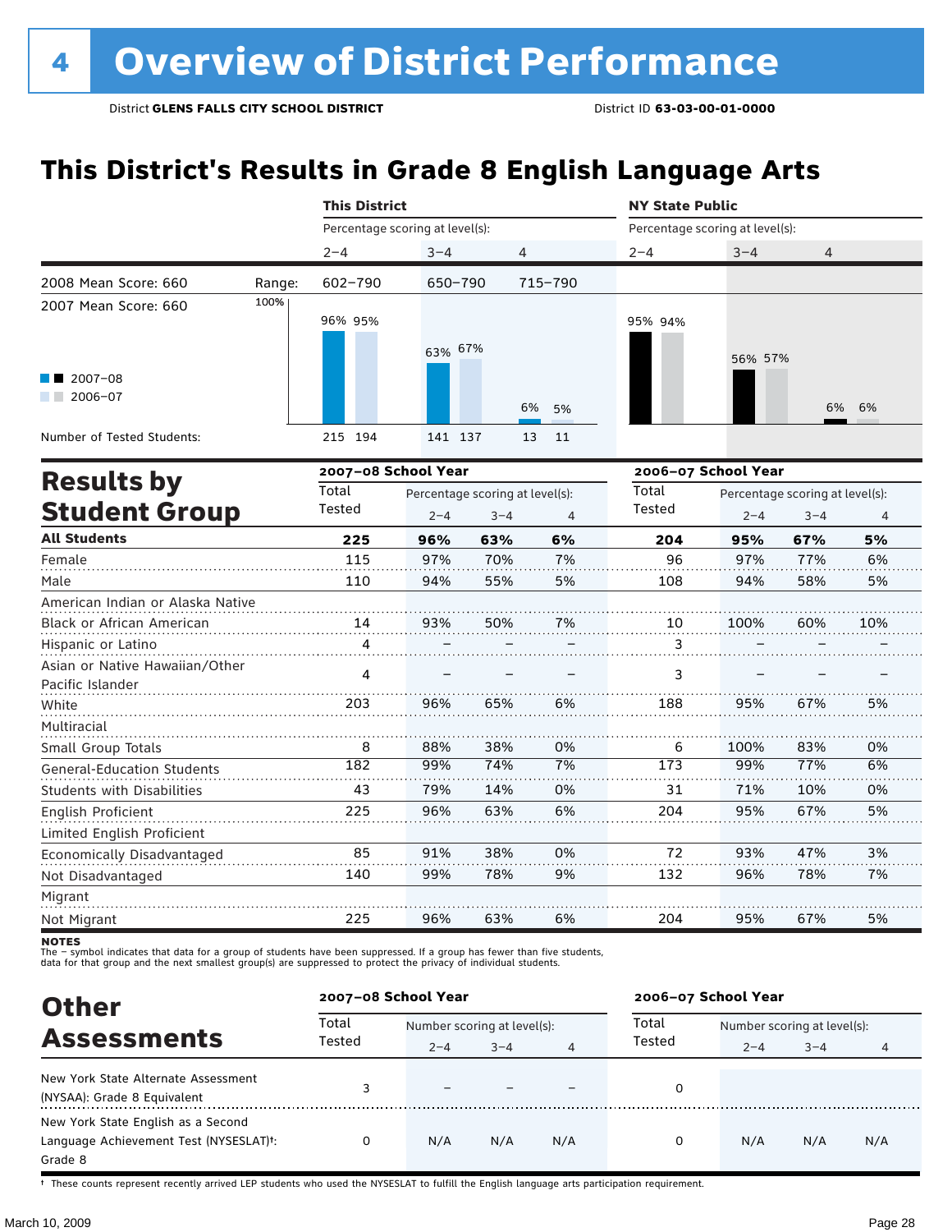# 4 Overview of District Performance

District **GLENS FALLS CITY SCHOOL DISTRICT** District ID **63-03-00-01-0000**

## This District's Results in Grade 8 English Language Arts

| | | This District | | | NY State Public | | |
|---|---|---|---|---|---|---|---|
| | | Percentage scoring at level(s): | | | Percentage scoring at level(s): | | |
| | | 2–4 | 3–4 | 4 | 2–4 | 3–4 | 4 |
| 2008 Mean Score: 660 | Range: | 602–790 | 650–790 | 715–790 | | | |
| 2007 Mean Score: 660 | 2007–08 | 96% | 63% | 6% | 95% | 56% | 6% |
| | 2006–07 | 95% | 67% | 5% | 94% | 57% | 6% |
| Number of Tested Students: | 2007–08 | 215 | 141 | 13 | | | |
| | 2006–07 | 194 | 137 | 11 | | | |

## Results by Student Group

| | 2007–08 School Year | | | | 2006–07 School Year | | | |
|---|---|---|---|---|---|---|---|---|
| | Total Tested | Percentage scoring at level(s): 2–4 | 3–4 | 4 | Total Tested | Percentage scoring at level(s): 2–4 | 3–4 | 4 |
| **All Students** | **225** | **96%** | **63%** | **6%** | **204** | **95%** | **67%** | **5%** |
| Female | 115 | 97% | 70% | 7% | 96 | 97% | 77% | 6% |
| Male | 110 | 94% | 55% | 5% | 108 | 94% | 58% | 5% |
| American Indian or Alaska Native | | | | | | | | |
| Black or African American | 14 | 93% | 50% | 7% | 10 | 100% | 60% | 10% |
| Hispanic or Latino | 4 | – | – | – | 3 | – | – | – |
| Asian or Native Hawaiian/Other Pacific Islander | 4 | – | – | – | 3 | – | – | – |
| White | 203 | 96% | 65% | 6% | 188 | 95% | 67% | 5% |
| Multiracial | | | | | | | | |
| Small Group Totals | 8 | 88% | 38% | 0% | 6 | 100% | 83% | 0% |
| General-Education Students | 182 | 99% | 74% | 7% | 173 | 99% | 77% | 6% |
| Students with Disabilities | 43 | 79% | 14% | 0% | 31 | 71% | 10% | 0% |
| English Proficient | 225 | 96% | 63% | 6% | 204 | 95% | 67% | 5% |
| Limited English Proficient | | | | | | | | |
| Economically Disadvantaged | 85 | 91% | 38% | 0% | 72 | 93% | 47% | 3% |
| Not Disadvantaged | 140 | 99% | 78% | 9% | 132 | 96% | 78% | 7% |
| Migrant | | | | | | | | |
| Not Migrant | 225 | 96% | 63% | 6% | 204 | 95% | 67% | 5% |

**NOTES**
The – symbol indicates that data for a group of students have been suppressed. If a group has fewer than five students, data for that group and the next smallest group(s) are suppressed to protect the privacy of individual students.

## Other Assessments

| | 2007–08 School Year | | | | 2006–07 School Year | | | |
|---|---|---|---|---|---|---|---|---|
| | Total Tested | Number scoring at level(s): 2–4 | 3–4 | 4 | Total Tested | Number scoring at level(s): 2–4 | 3–4 | 4 |
| New York State Alternate Assessment (NYSAA): Grade 8 Equivalent | 3 | – | – | – | 0 | | | |
| New York State English as a Second Language Achievement Test (NYSESLAT)†: Grade 8 | 0 | N/A | N/A | N/A | 0 | N/A | N/A | N/A |

† These counts represent recently arrived LEP students who used the NYSESLAT to fulfill the English language arts participation requirement.

March 10, 2009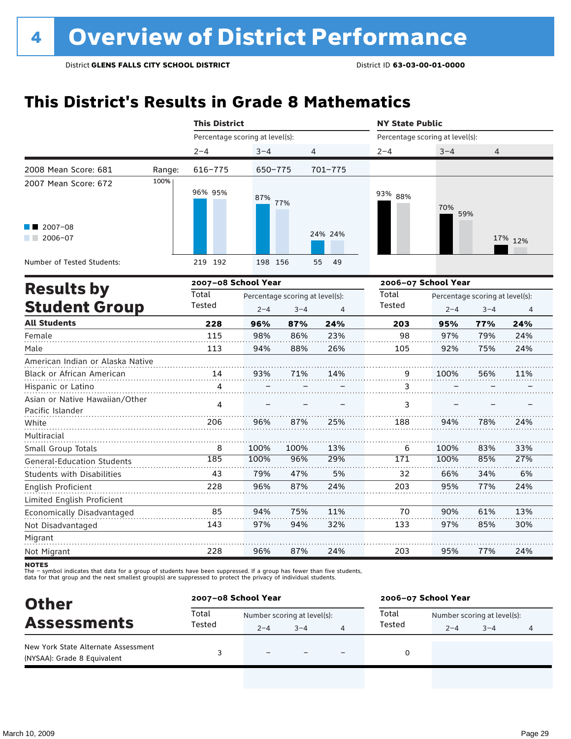# 4 Overview of District Performance

District **GLENS FALLS CITY SCHOOL DISTRICT** District ID **63-03-00-01-0000**

## This District's Results in Grade 8 Mathematics

| | | This District | | | NY State Public | | |
|---|---|---|---|---|---|---|---|
| | | Percentage scoring at level(s): | | | Percentage scoring at level(s): | | |
| | | 2–4 | 3–4 | 4 | 2–4 | 3–4 | 4 |
| 2008 Mean Score: 681 | Range: | 616–775 | 650–775 | 701–775 | | | |
| 2007 Mean Score: 672 | | | | | | | |
| 2007–08 | | 96% | 87% | 24% | 93% | 70% | 17% |
| 2006–07 | | 95% | 77% | 24% | 88% | 59% | 12% |
| Number of Tested Students: 2007–08 | | 219 | 198 | 55 | | | |
| Number of Tested Students: 2006–07 | | 192 | 156 | 49 | | | |

## Results by Student Group

| | 2007–08 School Year | | | | 2006–07 School Year | | | |
|---|---|---|---|---|---|---|---|---|
| | Total Tested | Percentage scoring at level(s): 2–4 | 3–4 | 4 | Total Tested | Percentage scoring at level(s): 2–4 | 3–4 | 4 |
| **All Students** | **228** | **96%** | **87%** | **24%** | **203** | **95%** | **77%** | **24%** |
| Female | 115 | 98% | 86% | 23% | 98 | 97% | 79% | 24% |
| Male | 113 | 94% | 88% | 26% | 105 | 92% | 75% | 24% |
| American Indian or Alaska Native | | | | | | | | |
| Black or African American | 14 | 93% | 71% | 14% | 9 | 100% | 56% | 11% |
| Hispanic or Latino | 4 | – | – | – | 3 | – | – | – |
| Asian or Native Hawaiian/Other Pacific Islander | 4 | – | – | – | 3 | – | – | – |
| White | 206 | 96% | 87% | 25% | 188 | 94% | 78% | 24% |
| Multiracial | | | | | | | | |
| Small Group Totals | 8 | 100% | 100% | 13% | 6 | 100% | 83% | 33% |
| General-Education Students | 185 | 100% | 96% | 29% | 171 | 100% | 85% | 27% |
| Students with Disabilities | 43 | 79% | 47% | 5% | 32 | 66% | 34% | 6% |
| English Proficient | 228 | 96% | 87% | 24% | 203 | 95% | 77% | 24% |
| Limited English Proficient | | | | | | | | |
| Economically Disadvantaged | 85 | 94% | 75% | 11% | 70 | 90% | 61% | 13% |
| Not Disadvantaged | 143 | 97% | 94% | 32% | 133 | 97% | 85% | 30% |
| Migrant | | | | | | | | |
| Not Migrant | 228 | 96% | 87% | 24% | 203 | 95% | 77% | 24% |

**NOTES**
The – symbol indicates that data for a group of students have been suppressed. If a group has fewer than five students, data for that group and the next smallest group(s) are suppressed to protect the privacy of individual students.

## Other Assessments

| | 2007–08 School Year | | | | 2006–07 School Year | | | |
|---|---|---|---|---|---|---|---|---|
| | Total Tested | Number scoring at level(s): 2–4 | 3–4 | 4 | Total Tested | Number scoring at level(s): 2–4 | 3–4 | 4 |
| New York State Alternate Assessment (NYSAA): Grade 8 Equivalent | 3 | – | – | – | 0 | | | |

March 10, 2009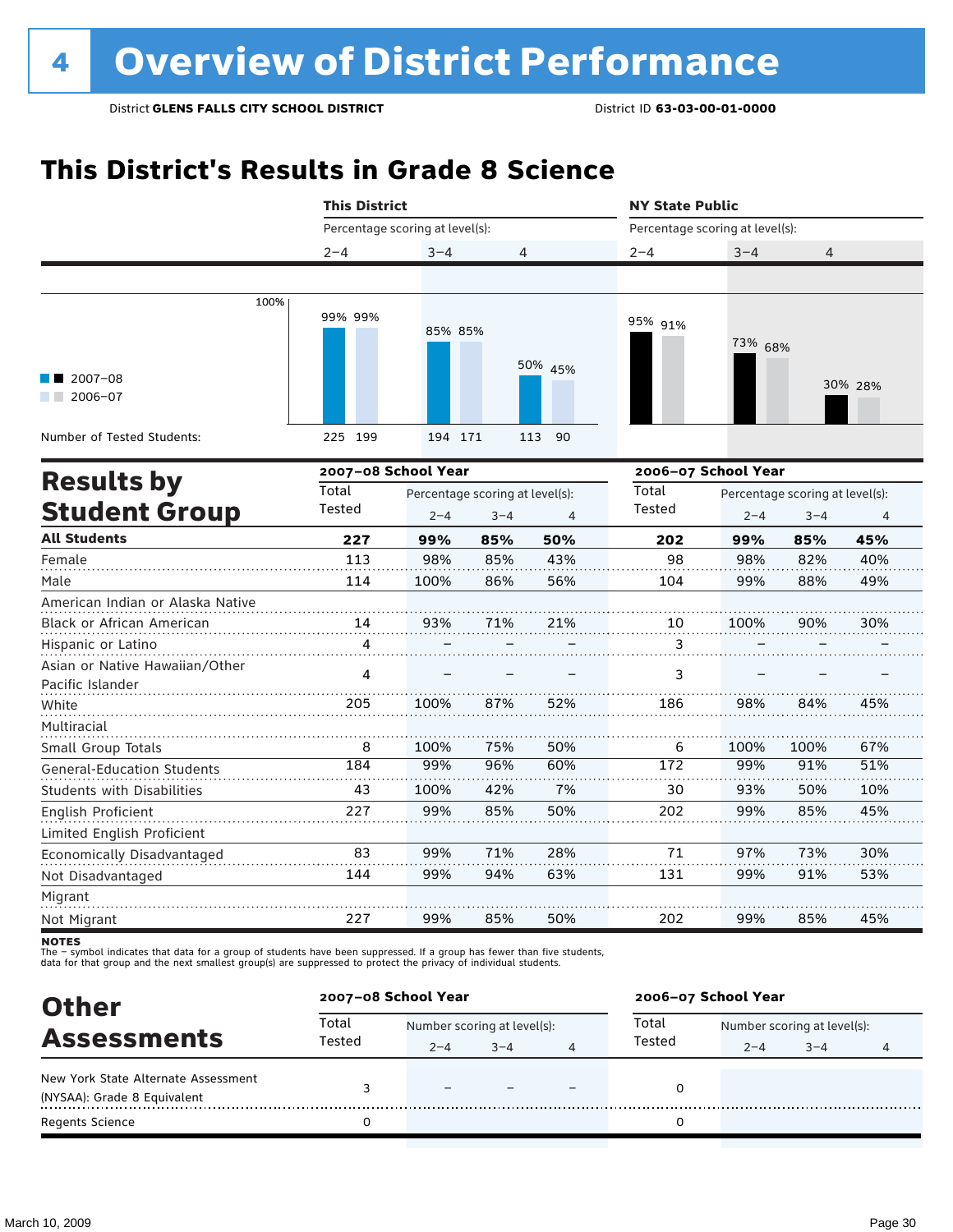# 4 Overview of District Performance

District **GLENS FALLS CITY SCHOOL DISTRICT** District ID **63-03-00-01-0000**

## This District's Results in Grade 8 Science

| | This District | | | NY State Public | | |
|---|---|---|---|---|---|---|
| | Percentage scoring at level(s): | | | Percentage scoring at level(s): | | |
| | 2–4 | 3–4 | 4 | 2–4 | 3–4 | 4 |
| 2007–08 | 99% | 85% | 50% | 95% | 73% | 30% |
| 2006–07 | 99% | 85% | 45% | 91% | 68% | 28% |
| Number of Tested Students: 2007–08 | 225 | 194 | 113 | | | |
| Number of Tested Students: 2006–07 | 199 | 171 | 90 | | | |

## Results by Student Group

| | 2007–08 School Year | | | | 2006–07 School Year | | | |
|---|---|---|---|---|---|---|---|---|
| | Total Tested | Percentage scoring at level(s): 2–4 | 3–4 | 4 | Total Tested | Percentage scoring at level(s): 2–4 | 3–4 | 4 |
| **All Students** | **227** | **99%** | **85%** | **50%** | **202** | **99%** | **85%** | **45%** |
| Female | 113 | 98% | 85% | 43% | 98 | 98% | 82% | 40% |
| Male | 114 | 100% | 86% | 56% | 104 | 99% | 88% | 49% |
| American Indian or Alaska Native | | | | | | | | |
| Black or African American | 14 | 93% | 71% | 21% | 10 | 100% | 90% | 30% |
| Hispanic or Latino | 4 | – | – | – | 3 | – | – | – |
| Asian or Native Hawaiian/Other Pacific Islander | 4 | – | – | – | 3 | – | – | – |
| White | 205 | 100% | 87% | 52% | 186 | 98% | 84% | 45% |
| Multiracial | | | | | | | | |
| Small Group Totals | 8 | 100% | 75% | 50% | 6 | 100% | 100% | 67% |
| General-Education Students | 184 | 99% | 96% | 60% | 172 | 99% | 91% | 51% |
| Students with Disabilities | 43 | 100% | 42% | 7% | 30 | 93% | 50% | 10% |
| English Proficient | 227 | 99% | 85% | 50% | 202 | 99% | 85% | 45% |
| Limited English Proficient | | | | | | | | |
| Economically Disadvantaged | 83 | 99% | 71% | 28% | 71 | 97% | 73% | 30% |
| Not Disadvantaged | 144 | 99% | 94% | 63% | 131 | 99% | 91% | 53% |
| Migrant | | | | | | | | |
| Not Migrant | 227 | 99% | 85% | 50% | 202 | 99% | 85% | 45% |

**NOTES**
The – symbol indicates that data for a group of students have been suppressed. If a group has fewer than five students, data for that group and the next smallest group(s) are suppressed to protect the privacy of individual students.

## Other Assessments

| | 2007–08 School Year | | | | 2006–07 School Year | | | |
|---|---|---|---|---|---|---|---|---|
| | Total Tested | Number scoring at level(s): 2–4 | 3–4 | 4 | Total Tested | Number scoring at level(s): 2–4 | 3–4 | 4 |
| New York State Alternate Assessment (NYSAA): Grade 8 Equivalent | 3 | – | – | – | 0 | | | |
| Regents Science | 0 | | | | 0 | | | |

March 10, 2009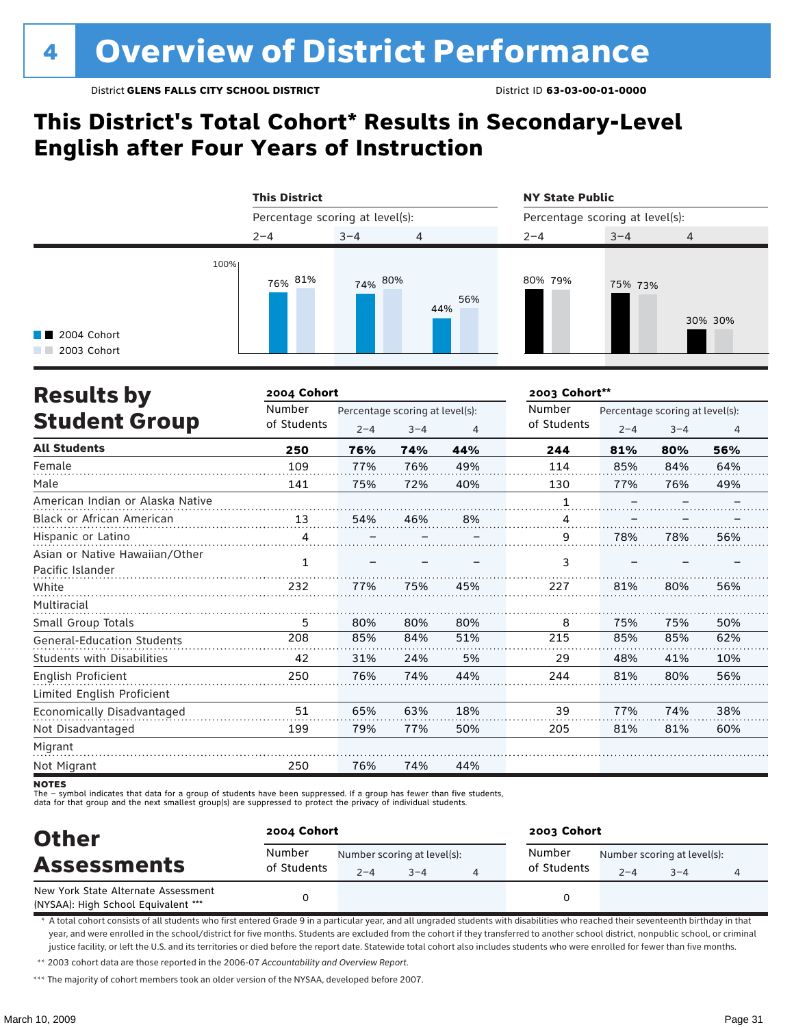# 4 Overview of District Performance

District **GLENS FALLS CITY SCHOOL DISTRICT** District ID **63-03-00-01-0000**

## This District's Total Cohort* Results in Secondary-Level English after Four Years of Instruction

| | This District | | | NY State Public | | |
|---|---|---|---|---|---|---|
| Percentage scoring at level(s): | 2–4 | 3–4 | 4 | 2–4 | 3–4 | 4 |
| 2004 Cohort | 76% | 74% | 44% | 80% | 75% | 30% |
| 2003 Cohort | 81% | 80% | 56% | 79% | 73% | 30% |

## Results by Student Group

| | 2004 Cohort | | | | 2003 Cohort** | | | |
|---|---|---|---|---|---|---|---|---|
| | Number of Students | Percentage scoring at level(s): 2–4 | 3–4 | 4 | Number of Students | Percentage scoring at level(s): 2–4 | 3–4 | 4 |
| **All Students** | **250** | **76%** | **74%** | **44%** | **244** | **81%** | **80%** | **56%** |
| Female | 109 | 77% | 76% | 49% | 114 | 85% | 84% | 64% |
| Male | 141 | 75% | 72% | 40% | 130 | 77% | 76% | 49% |
| American Indian or Alaska Native | | | | | 1 | – | – | – |
| Black or African American | 13 | 54% | 46% | 8% | 4 | – | – | – |
| Hispanic or Latino | 4 | – | – | – | 9 | 78% | 78% | 56% |
| Asian or Native Hawaiian/Other Pacific Islander | 1 | – | – | – | 3 | – | – | – |
| White | 232 | 77% | 75% | 45% | 227 | 81% | 80% | 56% |
| Multiracial | | | | | | | | |
| Small Group Totals | 5 | 80% | 80% | 80% | 8 | 75% | 75% | 50% |
| General-Education Students | 208 | 85% | 84% | 51% | 215 | 85% | 85% | 62% |
| Students with Disabilities | 42 | 31% | 24% | 5% | 29 | 48% | 41% | 10% |
| English Proficient | 250 | 76% | 74% | 44% | 244 | 81% | 80% | 56% |
| Limited English Proficient | | | | | | | | |
| Economically Disadvantaged | 51 | 65% | 63% | 18% | 39 | 77% | 74% | 38% |
| Not Disadvantaged | 199 | 79% | 77% | 50% | 205 | 81% | 81% | 60% |
| Migrant | | | | | | | | |
| Not Migrant | 250 | 76% | 74% | 44% | | | | |

**NOTES**

The – symbol indicates that data for a group of students have been suppressed. If a group has fewer than five students, data for that group and the next smallest group(s) are suppressed to protect the privacy of individual students.

## Other Assessments

| | 2004 Cohort | | | | 2003 Cohort | | | |
|---|---|---|---|---|---|---|---|---|
| | Number of Students | Number scoring at level(s): 2–4 | 3–4 | 4 | Number of Students | Number scoring at level(s): 2–4 | 3–4 | 4 |
| New York State Alternate Assessment (NYSAA): High School Equivalent *** | 0 | | | | 0 | | | |

\* A total cohort consists of all students who first entered Grade 9 in a particular year, and all ungraded students with disabilities who reached their seventeenth birthday in that year, and were enrolled in the school/district for five months. Students are excluded from the cohort if they transferred to another school district, nonpublic school, or criminal justice facility, or left the U.S. and its territories or died before the report date. Statewide total cohort also includes students who were enrolled for fewer than five months.

\*\* 2003 cohort data are those reported in the 2006-07 *Accountability and Overview Report*.

\*\*\* The majority of cohort members took an older version of the NYSAA, developed before 2007.

March 10, 2009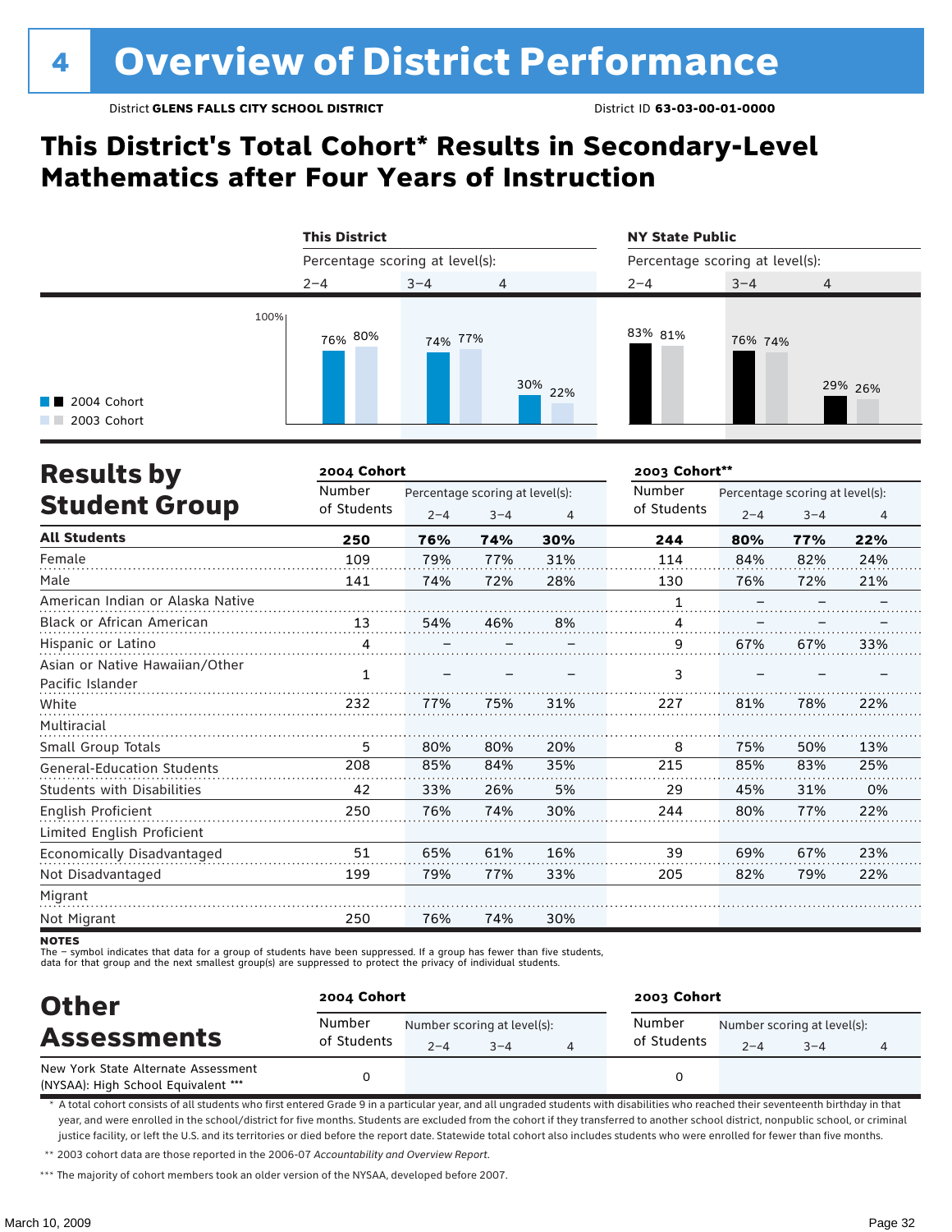# 4 Overview of District Performance

District **GLENS FALLS CITY SCHOOL DISTRICT** District ID **63-03-00-01-0000**

## This District's Total Cohort* Results in Secondary-Level Mathematics after Four Years of Instruction

This District
Percentage scoring at level(s):
2–4 3–4 4

NY State Public
Percentage scoring at level(s):
2–4 3–4 4

100%

76% 80% 74% 77% 30% 22%

83% 81% 76% 74% 29% 26%

2004 Cohort
2003 Cohort

## Results by Student Group

| | 2004 Cohort | | | | 2003 Cohort** | | | |
|---|---|---|---|---|---|---|---|---|
| | Number of Students | Percentage scoring at level(s): 2–4 | 3–4 | 4 | Number of Students | Percentage scoring at level(s): 2–4 | 3–4 | 4 |
| **All Students** | **250** | **76%** | **74%** | **30%** | **244** | **80%** | **77%** | **22%** |
| Female | 109 | 79% | 77% | 31% | 114 | 84% | 82% | 24% |
| Male | 141 | 74% | 72% | 28% | 130 | 76% | 72% | 21% |
| American Indian or Alaska Native | | | | | 1 | – | – | – |
| Black or African American | 13 | 54% | 46% | 8% | 4 | – | – | – |
| Hispanic or Latino | 4 | – | – | – | 9 | 67% | 67% | 33% |
| Asian or Native Hawaiian/Other Pacific Islander | 1 | – | – | – | 3 | – | – | – |
| White | 232 | 77% | 75% | 31% | 227 | 81% | 78% | 22% |
| Multiracial | | | | | | | | |
| Small Group Totals | 5 | 80% | 80% | 20% | 8 | 75% | 50% | 13% |
| General-Education Students | 208 | 85% | 84% | 35% | 215 | 85% | 83% | 25% |
| Students with Disabilities | 42 | 33% | 26% | 5% | 29 | 45% | 31% | 0% |
| English Proficient | 250 | 76% | 74% | 30% | 244 | 80% | 77% | 22% |
| Limited English Proficient | | | | | | | | |
| Economically Disadvantaged | 51 | 65% | 61% | 16% | 39 | 69% | 67% | 23% |
| Not Disadvantaged | 199 | 79% | 77% | 33% | 205 | 82% | 79% | 22% |
| Migrant | | | | | | | | |
| Not Migrant | 250 | 76% | 74% | 30% | | | | |

**NOTES**
The – symbol indicates that data for a group of students have been suppressed. If a group has fewer than five students, data for that group and the next smallest group(s) are suppressed to protect the privacy of individual students.

## Other Assessments

| | 2004 Cohort | | | | 2003 Cohort | | | |
|---|---|---|---|---|---|---|---|---|
| | Number of Students | Number scoring at level(s): 2–4 | 3–4 | 4 | Number of Students | Number scoring at level(s): 2–4 | 3–4 | 4 |
| New York State Alternate Assessment (NYSAA): High School Equivalent *** | 0 | | | | 0 | | | |

\* A total cohort consists of all students who first entered Grade 9 in a particular year, and all ungraded students with disabilities who reached their seventeenth birthday in that year, and were enrolled in the school/district for five months. Students are excluded from the cohort if they transferred to another school district, nonpublic school, or criminal justice facility, or left the U.S. and its territories or died before the report date. Statewide total cohort also includes students who were enrolled for fewer than five months.

\*\* 2003 cohort data are those reported in the 2006-07 *Accountability and Overview Report*.

\*\*\* The majority of cohort members took an older version of the NYSAA, developed before 2007.

March 10, 2009